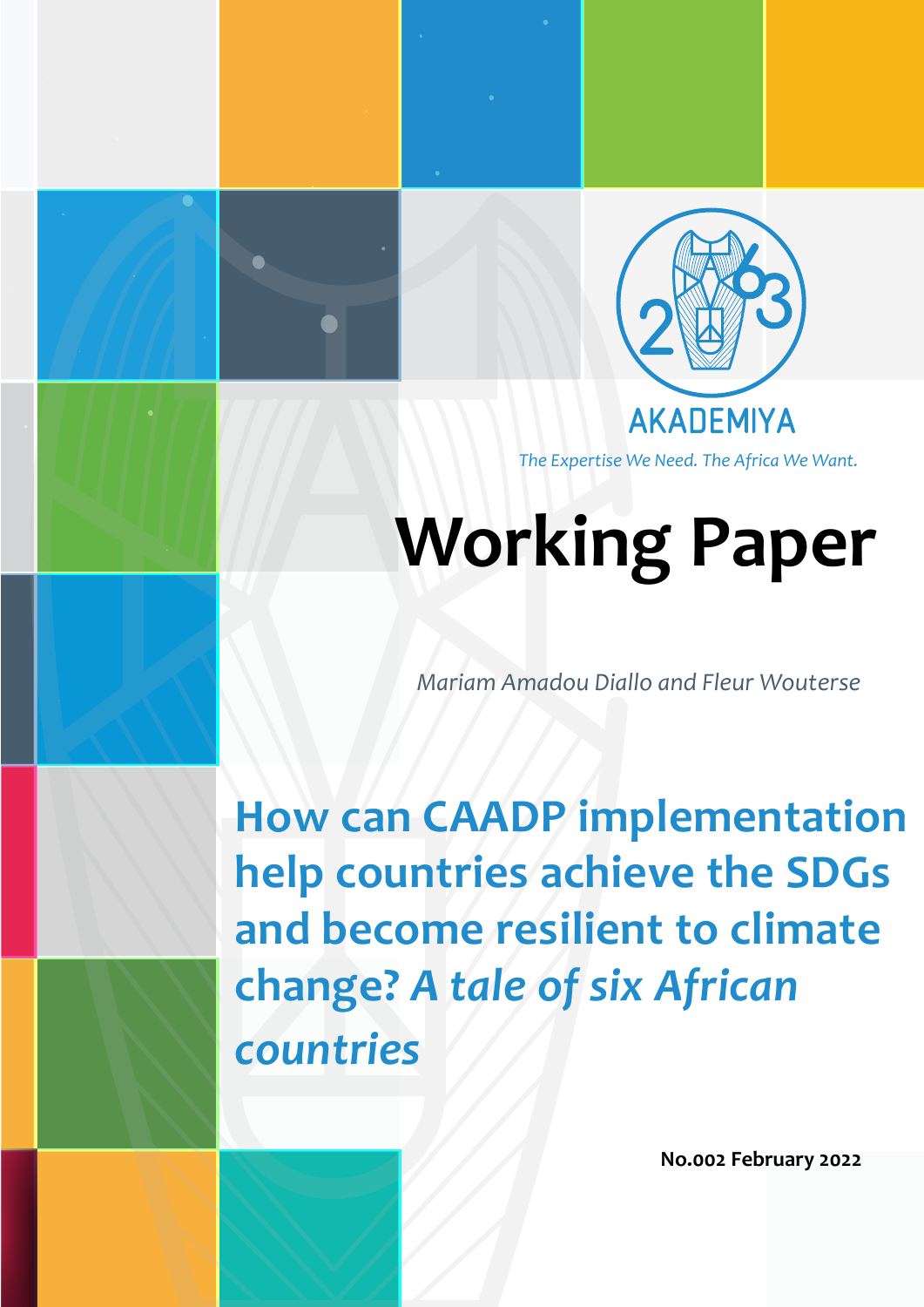AKADEMIYA

*The Expertise We Need. The Africa We Want.*

# Working Paper

*Mariam Amadou Diallo and Fleur Wouterse*

## How can CAADP implementation help countries achieve the SDGs and become resilient to climate change? *A tale of six African countries*

**No.002 February 2022**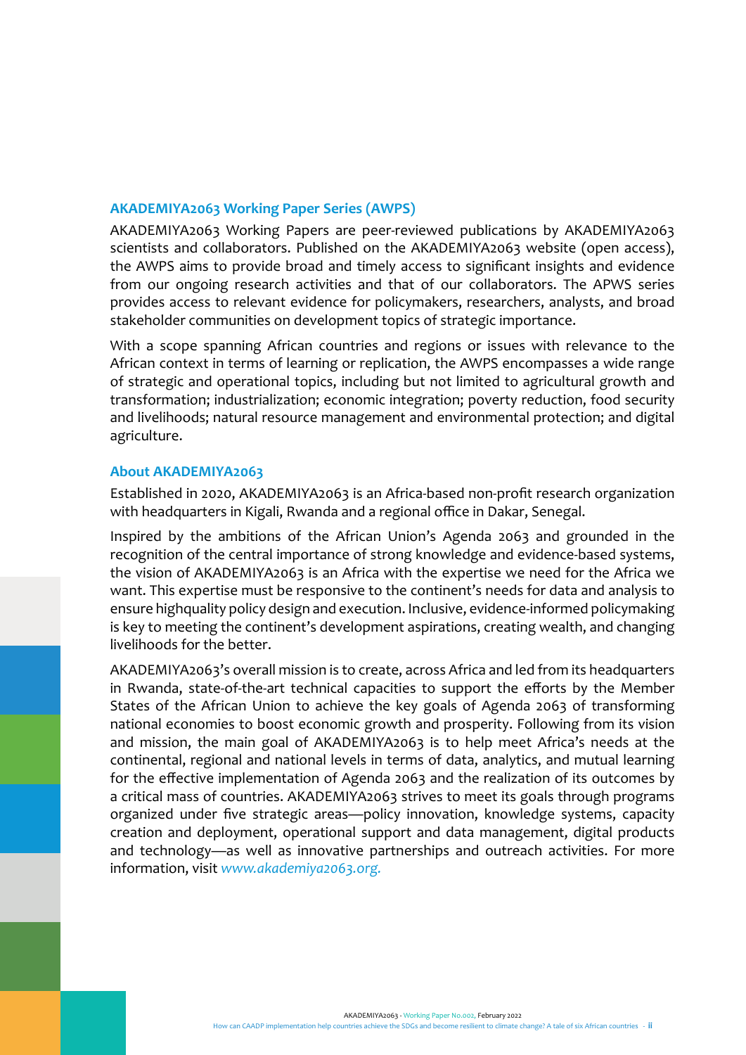### AKADEMIYA2063 Working Paper Series (AWPS)

AKADEMIYA2063 Working Papers are peer-reviewed publications by AKADEMIYA2063 scientists and collaborators. Published on the AKADEMIYA2063 website (open access), the AWPS aims to provide broad and timely access to significant insights and evidence from our ongoing research activities and that of our collaborators. The APWS series provides access to relevant evidence for policymakers, researchers, analysts, and broad stakeholder communities on development topics of strategic importance.

With a scope spanning African countries and regions or issues with relevance to the African context in terms of learning or replication, the AWPS encompasses a wide range of strategic and operational topics, including but not limited to agricultural growth and transformation; industrialization; economic integration; poverty reduction, food security and livelihoods; natural resource management and environmental protection; and digital agriculture.

### About AKADEMIYA2063

Established in 2020, AKADEMIYA2063 is an Africa-based non-profit research organization with headquarters in Kigali, Rwanda and a regional office in Dakar, Senegal.

Inspired by the ambitions of the African Union's Agenda 2063 and grounded in the recognition of the central importance of strong knowledge and evidence-based systems, the vision of AKADEMIYA2063 is an Africa with the expertise we need for the Africa we want. This expertise must be responsive to the continent's needs for data and analysis to ensure highquality policy design and execution. Inclusive, evidence-informed policymaking is key to meeting the continent's development aspirations, creating wealth, and changing livelihoods for the better.

AKADEMIYA2063's overall mission is to create, across Africa and led from its headquarters in Rwanda, state-of-the-art technical capacities to support the efforts by the Member States of the African Union to achieve the key goals of Agenda 2063 of transforming national economies to boost economic growth and prosperity. Following from its vision and mission, the main goal of AKADEMIYA2063 is to help meet Africa's needs at the continental, regional and national levels in terms of data, analytics, and mutual learning for the effective implementation of Agenda 2063 and the realization of its outcomes by a critical mass of countries. AKADEMIYA2063 strives to meet its goals through programs organized under five strategic areas—policy innovation, knowledge systems, capacity creation and deployment, operational support and data management, digital products and technology—as well as innovative partnerships and outreach activities. For more information, visit *www.akademiya2063.org.*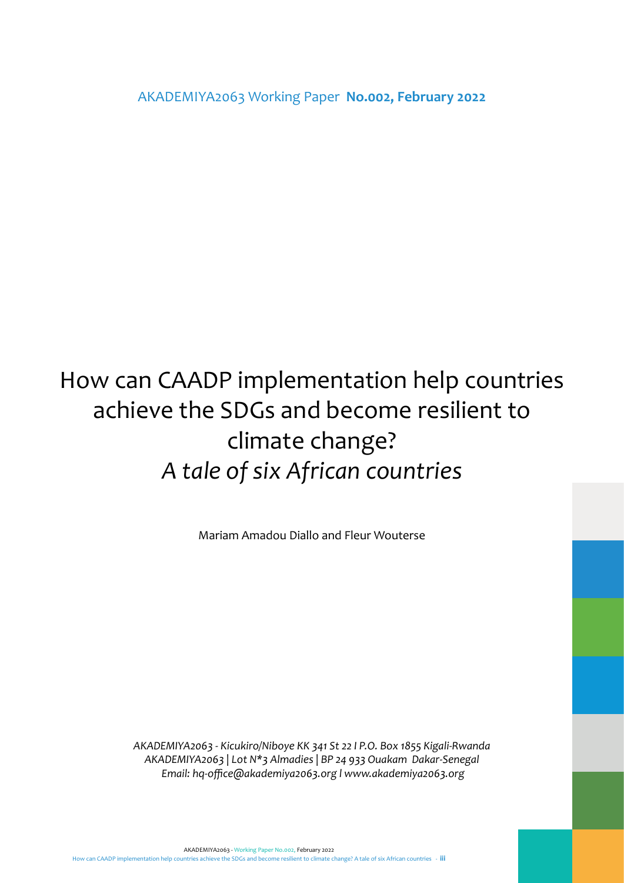AKADEMIYA2063 Working Paper **No.002, February 2022**

# How can CAADP implementation help countries achieve the SDGs and become resilient to climate change?
# *A tale of six African countries*

Mariam Amadou Diallo and Fleur Wouterse

*AKADEMIYA2063 - Kicukiro/Niboye KK 341 St 22 I P.O. Box 1855 Kigali-Rwanda*
*AKADEMIYA2063 | Lot N*3 Almadies | BP 24 933 Ouakam Dakar-Senegal*
*Email: hq-office@akademiya2063.org l www.akademiya2063.org*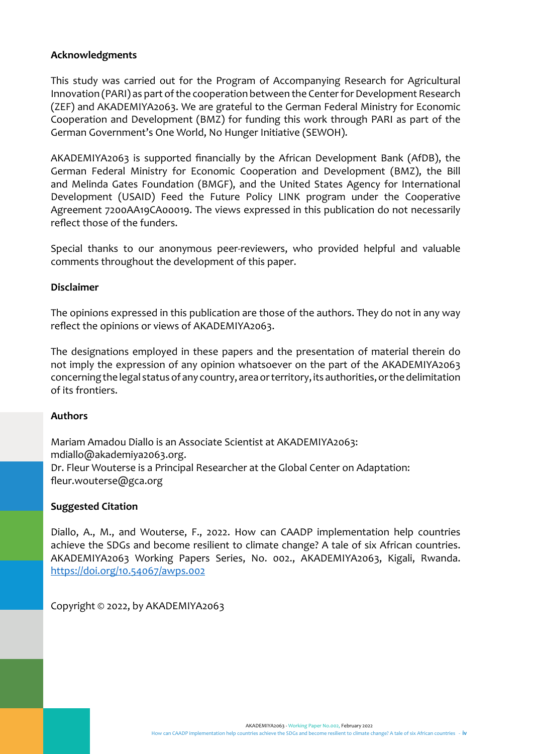## Acknowledgments

This study was carried out for the Program of Accompanying Research for Agricultural Innovation (PARI) as part of the cooperation between the Center for Development Research (ZEF) and AKADEMIYA2063. We are grateful to the German Federal Ministry for Economic Cooperation and Development (BMZ) for funding this work through PARI as part of the German Government's One World, No Hunger Initiative (SEWOH).

AKADEMIYA2063 is supported financially by the African Development Bank (AfDB), the German Federal Ministry for Economic Cooperation and Development (BMZ), the Bill and Melinda Gates Foundation (BMGF), and the United States Agency for International Development (USAID) Feed the Future Policy LINK program under the Cooperative Agreement 7200AA19CA00019. The views expressed in this publication do not necessarily reflect those of the funders.

Special thanks to our anonymous peer-reviewers, who provided helpful and valuable comments throughout the development of this paper.

## Disclaimer

The opinions expressed in this publication are those of the authors. They do not in any way reflect the opinions or views of AKADEMIYA2063.

The designations employed in these papers and the presentation of material therein do not imply the expression of any opinion whatsoever on the part of the AKADEMIYA2063 concerning the legal status of any country, area or territory, its authorities, or the delimitation of its frontiers.

## Authors

Mariam Amadou Diallo is an Associate Scientist at AKADEMIYA2063: mdiallo@akademiya2063.org.
Dr. Fleur Wouterse is a Principal Researcher at the Global Center on Adaptation: fleur.wouterse@gca.org

## Suggested Citation

Diallo, A., M., and Wouterse, F., 2022. How can CAADP implementation help countries achieve the SDGs and become resilient to climate change? A tale of six African countries. AKADEMIYA2063 Working Papers Series, No. 002., AKADEMIYA2063, Kigali, Rwanda. https://doi.org/10.54067/awps.002

Copyright © 2022, by AKADEMIYA2063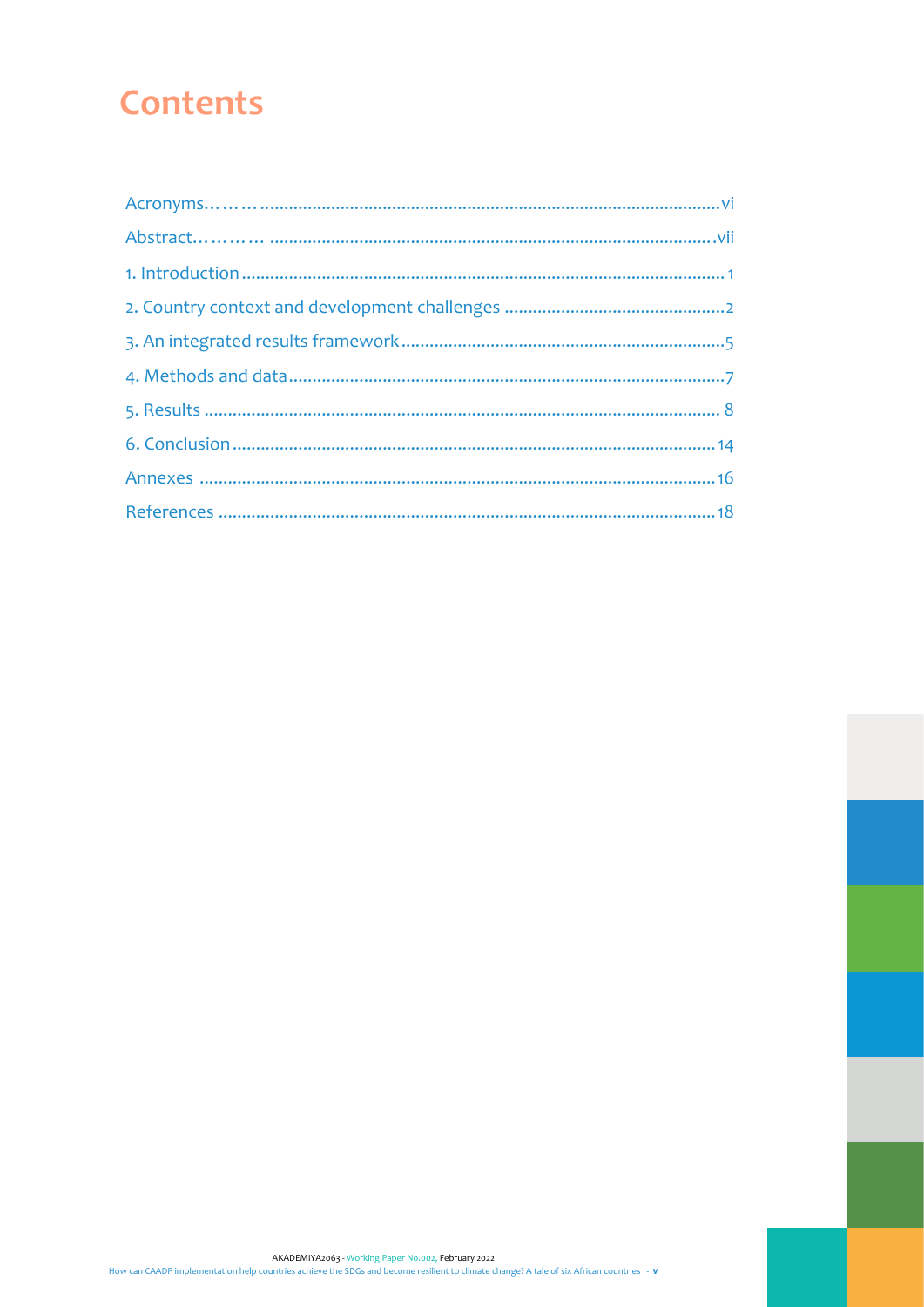# Contents

Acronyms……….......................................................................................................vi

Abstract………… ...................................................................................................vii

1. Introduction ........................................................................................................1

2. Country context and development challenges ..................................................2

3. An integrated results framework ........................................................................5

4. Methods and data ...............................................................................................7

5. Results ................................................................................................................8

6. Conclusion .........................................................................................................14

Annexes ..............................................................................................................16

References ..........................................................................................................18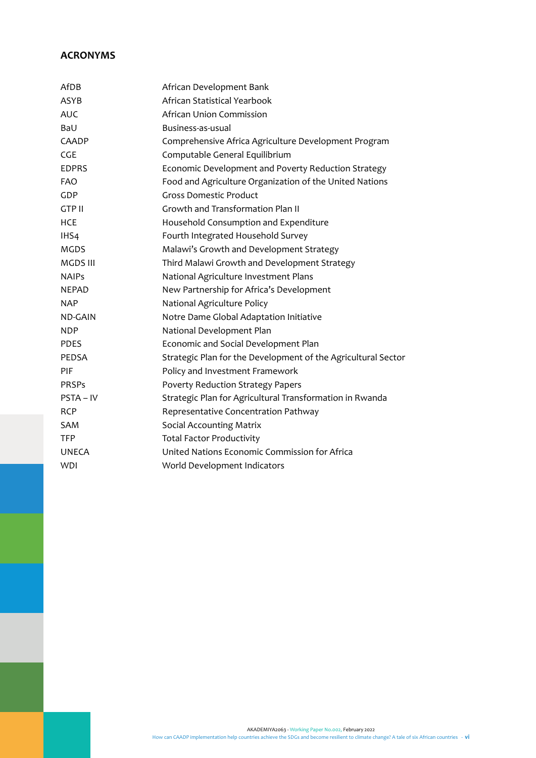## ACRONYMS

| | |
|---|---|
| AfDB | African Development Bank |
| ASYB | African Statistical Yearbook |
| AUC | African Union Commission |
| BaU | Business-as-usual |
| CAADP | Comprehensive Africa Agriculture Development Program |
| CGE | Computable General Equilibrium |
| EDPRS | Economic Development and Poverty Reduction Strategy |
| FAO | Food and Agriculture Organization of the United Nations |
| GDP | Gross Domestic Product |
| GTP II | Growth and Transformation Plan II |
| HCE | Household Consumption and Expenditure |
| IHS4 | Fourth Integrated Household Survey |
| MGDS | Malawi's Growth and Development Strategy |
| MGDS III | Third Malawi Growth and Development Strategy |
| NAIPs | National Agriculture Investment Plans |
| NEPAD | New Partnership for Africa's Development |
| NAP | National Agriculture Policy |
| ND-GAIN | Notre Dame Global Adaptation Initiative |
| NDP | National Development Plan |
| PDES | Economic and Social Development Plan |
| PEDSA | Strategic Plan for the Development of the Agricultural Sector |
| PIF | Policy and Investment Framework |
| PRSPs | Poverty Reduction Strategy Papers |
| PSTA – IV | Strategic Plan for Agricultural Transformation in Rwanda |
| RCP | Representative Concentration Pathway |
| SAM | Social Accounting Matrix |
| TFP | Total Factor Productivity |
| UNECA | United Nations Economic Commission for Africa |
| WDI | World Development Indicators |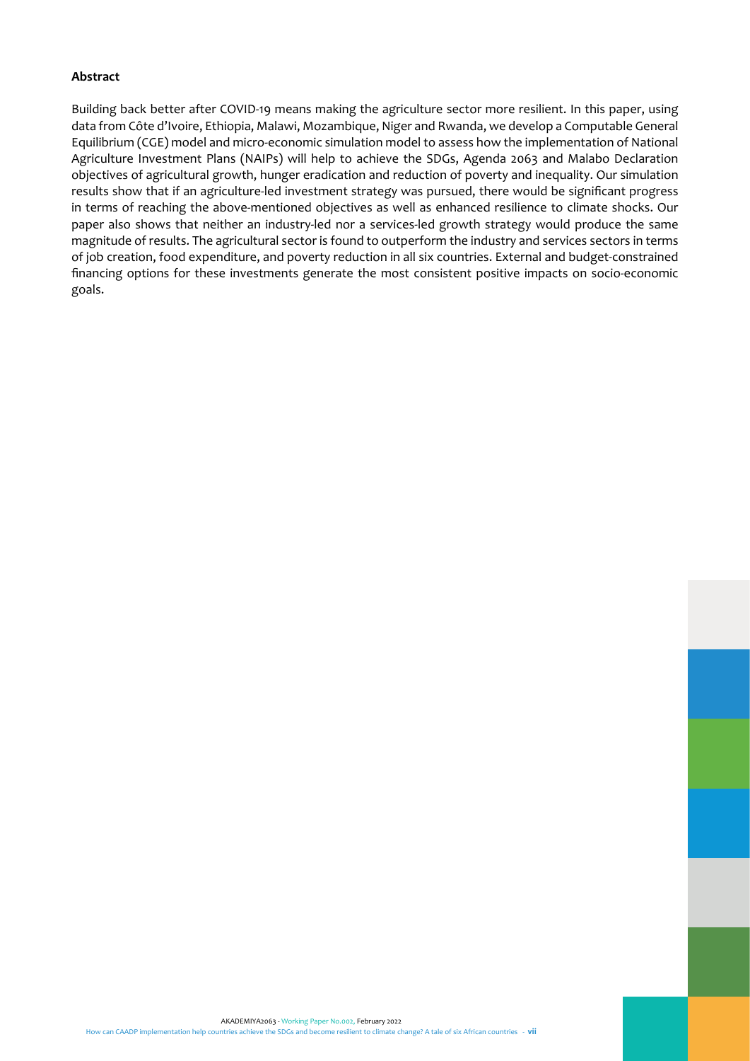**Abstract**

Building back better after COVID-19 means making the agriculture sector more resilient. In this paper, using data from Côte d'Ivoire, Ethiopia, Malawi, Mozambique, Niger and Rwanda, we develop a Computable General Equilibrium (CGE) model and micro-economic simulation model to assess how the implementation of National Agriculture Investment Plans (NAIPs) will help to achieve the SDGs, Agenda 2063 and Malabo Declaration objectives of agricultural growth, hunger eradication and reduction of poverty and inequality. Our simulation results show that if an agriculture-led investment strategy was pursued, there would be significant progress in terms of reaching the above-mentioned objectives as well as enhanced resilience to climate shocks. Our paper also shows that neither an industry-led nor a services-led growth strategy would produce the same magnitude of results. The agricultural sector is found to outperform the industry and services sectors in terms of job creation, food expenditure, and poverty reduction in all six countries. External and budget-constrained financing options for these investments generate the most consistent positive impacts on socio-economic goals.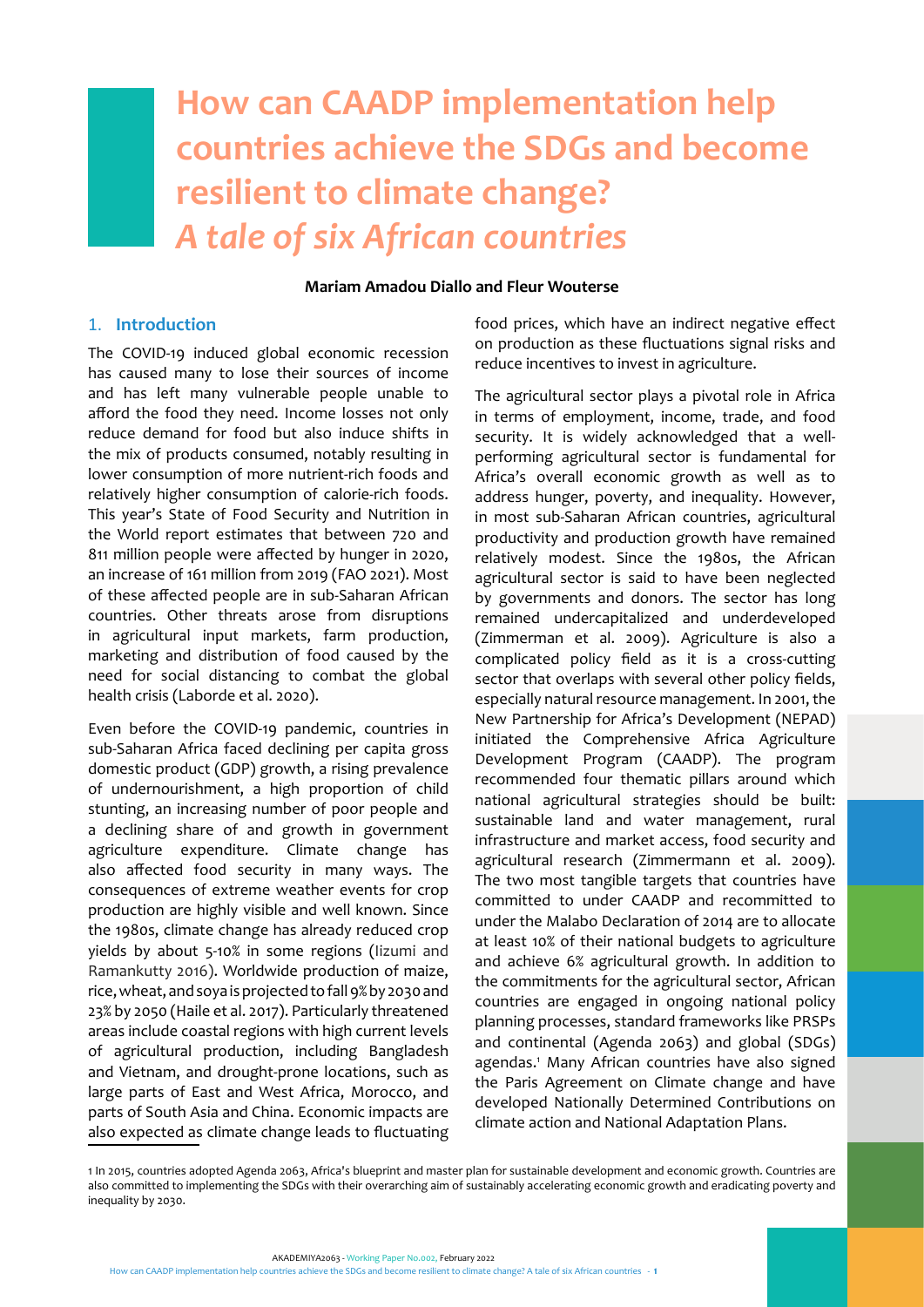# How can CAADP implementation help countries achieve the SDGs and become resilient to climate change? *A tale of six African countries*

**Mariam Amadou Diallo and Fleur Wouterse**

## 1. Introduction

The COVID-19 induced global economic recession has caused many to lose their sources of income and has left many vulnerable people unable to afford the food they need. Income losses not only reduce demand for food but also induce shifts in the mix of products consumed, notably resulting in lower consumption of more nutrient-rich foods and relatively higher consumption of calorie-rich foods. This year's State of Food Security and Nutrition in the World report estimates that between 720 and 811 million people were affected by hunger in 2020, an increase of 161 million from 2019 (FAO 2021). Most of these affected people are in sub-Saharan African countries. Other threats arose from disruptions in agricultural input markets, farm production, marketing and distribution of food caused by the need for social distancing to combat the global health crisis (Laborde et al. 2020).

Even before the COVID-19 pandemic, countries in sub-Saharan Africa faced declining per capita gross domestic product (GDP) growth, a rising prevalence of undernourishment, a high proportion of child stunting, an increasing number of poor people and a declining share of and growth in government agriculture expenditure. Climate change has also affected food security in many ways. The consequences of extreme weather events for crop production are highly visible and well known. Since the 1980s, climate change has already reduced crop yields by about 5-10% in some regions (Iizumi and Ramankutty 2016). Worldwide production of maize, rice, wheat, and soya is projected to fall 9% by 2030 and 23% by 2050 (Haile et al. 2017). Particularly threatened areas include coastal regions with high current levels of agricultural production, including Bangladesh and Vietnam, and drought-prone locations, such as large parts of East and West Africa, Morocco, and parts of South Asia and China. Economic impacts are also expected as climate change leads to fluctuating food prices, which have an indirect negative effect on production as these fluctuations signal risks and reduce incentives to invest in agriculture.

The agricultural sector plays a pivotal role in Africa in terms of employment, income, trade, and food security. It is widely acknowledged that a well-performing agricultural sector is fundamental for Africa's overall economic growth as well as to address hunger, poverty, and inequality. However, in most sub-Saharan African countries, agricultural productivity and production growth have remained relatively modest. Since the 1980s, the African agricultural sector is said to have been neglected by governments and donors. The sector has long remained undercapitalized and underdeveloped (Zimmerman et al. 2009). Agriculture is also a complicated policy field as it is a cross-cutting sector that overlaps with several other policy fields, especially natural resource management. In 2001, the New Partnership for Africa's Development (NEPAD) initiated the Comprehensive Africa Agriculture Development Program (CAADP). The program recommended four thematic pillars around which national agricultural strategies should be built: sustainable land and water management, rural infrastructure and market access, food security and agricultural research (Zimmermann et al. 2009). The two most tangible targets that countries have committed to under CAADP and recommitted to under the Malabo Declaration of 2014 are to allocate at least 10% of their national budgets to agriculture and achieve 6% agricultural growth. In addition to the commitments for the agricultural sector, African countries are engaged in ongoing national policy planning processes, standard frameworks like PRSPs and continental (Agenda 2063) and global (SDGs) agendas.[1] Many African countries have also signed the Paris Agreement on Climate change and have developed Nationally Determined Contributions on climate action and National Adaptation Plans.

[1] In 2015, countries adopted Agenda 2063, Africa's blueprint and master plan for sustainable development and economic growth. Countries are also committed to implementing the SDGs with their overarching aim of sustainably accelerating economic growth and eradicating poverty and inequality by 2030.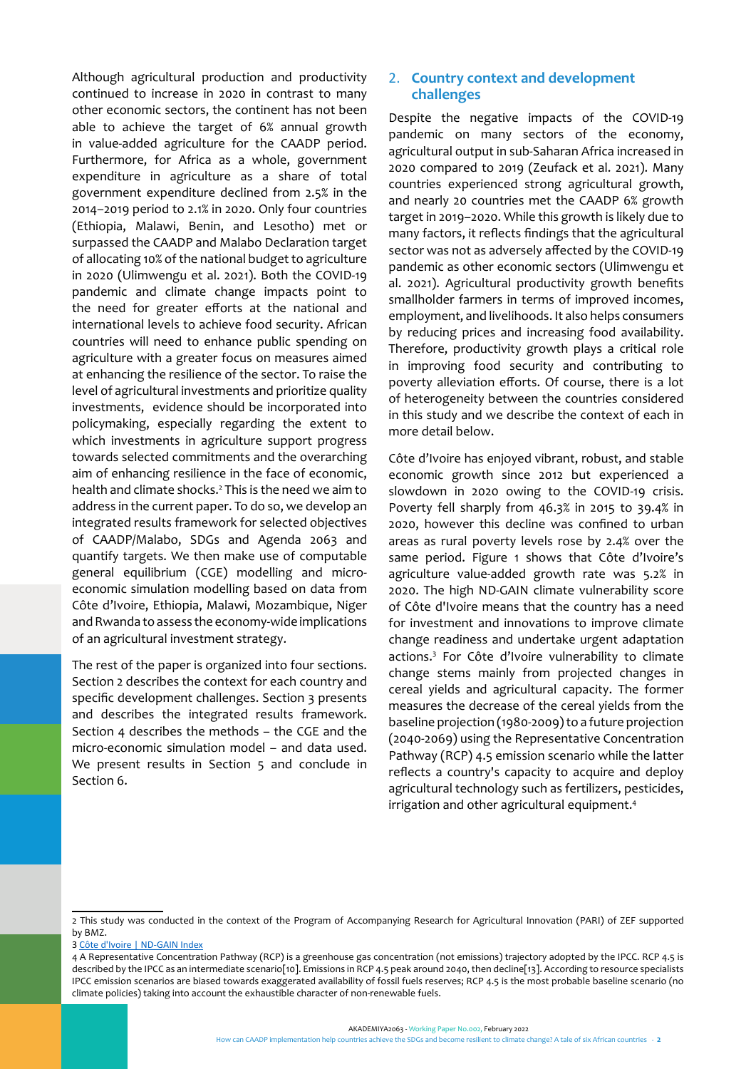Although agricultural production and productivity continued to increase in 2020 in contrast to many other economic sectors, the continent has not been able to achieve the target of 6% annual growth in value-added agriculture for the CAADP period. Furthermore, for Africa as a whole, government expenditure in agriculture as a share of total government expenditure declined from 2.5% in the 2014–2019 period to 2.1% in 2020. Only four countries (Ethiopia, Malawi, Benin, and Lesotho) met or surpassed the CAADP and Malabo Declaration target of allocating 10% of the national budget to agriculture in 2020 (Ulimwengu et al. 2021). Both the COVID-19 pandemic and climate change impacts point to the need for greater efforts at the national and international levels to achieve food security. African countries will need to enhance public spending on agriculture with a greater focus on measures aimed at enhancing the resilience of the sector. To raise the level of agricultural investments and prioritize quality investments, evidence should be incorporated into policymaking, especially regarding the extent to which investments in agriculture support progress towards selected commitments and the overarching aim of enhancing resilience in the face of economic, health and climate shocks.[2] This is the need we aim to address in the current paper. To do so, we develop an integrated results framework for selected objectives of CAADP/Malabo, SDGs and Agenda 2063 and quantify targets. We then make use of computable general equilibrium (CGE) modelling and micro-economic simulation modelling based on data from Côte d'Ivoire, Ethiopia, Malawi, Mozambique, Niger and Rwanda to assess the economy-wide implications of an agricultural investment strategy.

The rest of the paper is organized into four sections. Section 2 describes the context for each country and specific development challenges. Section 3 presents and describes the integrated results framework. Section 4 describes the methods – the CGE and the micro-economic simulation model – and data used. We present results in Section 5 and conclude in Section 6.

## 2. Country context and development challenges

Despite the negative impacts of the COVID-19 pandemic on many sectors of the economy, agricultural output in sub-Saharan Africa increased in 2020 compared to 2019 (Zeufack et al. 2021). Many countries experienced strong agricultural growth, and nearly 20 countries met the CAADP 6% growth target in 2019–2020. While this growth is likely due to many factors, it reflects findings that the agricultural sector was not as adversely affected by the COVID-19 pandemic as other economic sectors (Ulimwengu et al. 2021). Agricultural productivity growth benefits smallholder farmers in terms of improved incomes, employment, and livelihoods. It also helps consumers by reducing prices and increasing food availability. Therefore, productivity growth plays a critical role in improving food security and contributing to poverty alleviation efforts. Of course, there is a lot of heterogeneity between the countries considered in this study and we describe the context of each in more detail below.

Côte d'Ivoire has enjoyed vibrant, robust, and stable economic growth since 2012 but experienced a slowdown in 2020 owing to the COVID-19 crisis. Poverty fell sharply from 46.3% in 2015 to 39.4% in 2020, however this decline was confined to urban areas as rural poverty levels rose by 2.4% over the same period. Figure 1 shows that Côte d'Ivoire's agriculture value-added growth rate was 5.2% in 2020. The high ND-GAIN climate vulnerability score of Côte d'Ivoire means that the country has a need for investment and innovations to improve climate change readiness and undertake urgent adaptation actions.[3] For Côte d'Ivoire vulnerability to climate change stems mainly from projected changes in cereal yields and agricultural capacity. The former measures the decrease of the cereal yields from the baseline projection (1980-2009) to a future projection (2040-2069) using the Representative Concentration Pathway (RCP) 4.5 emission scenario while the latter reflects a country's capacity to acquire and deploy agricultural technology such as fertilizers, pesticides, irrigation and other agricultural equipment.[4]

---

2 This study was conducted in the context of the Program of Accompanying Research for Agricultural Innovation (PARI) of ZEF supported by BMZ.

3 Côte d'Ivoire | ND-GAIN Index

4 A Representative Concentration Pathway (RCP) is a greenhouse gas concentration (not emissions) trajectory adopted by the IPCC. RCP 4.5 is described by the IPCC as an intermediate scenario[10]. Emissions in RCP 4.5 peak around 2040, then decline[13]. According to resource specialists IPCC emission scenarios are biased towards exaggerated availability of fossil fuels reserves; RCP 4.5 is the most probable baseline scenario (no climate policies) taking into account the exhaustible character of non-renewable fuels.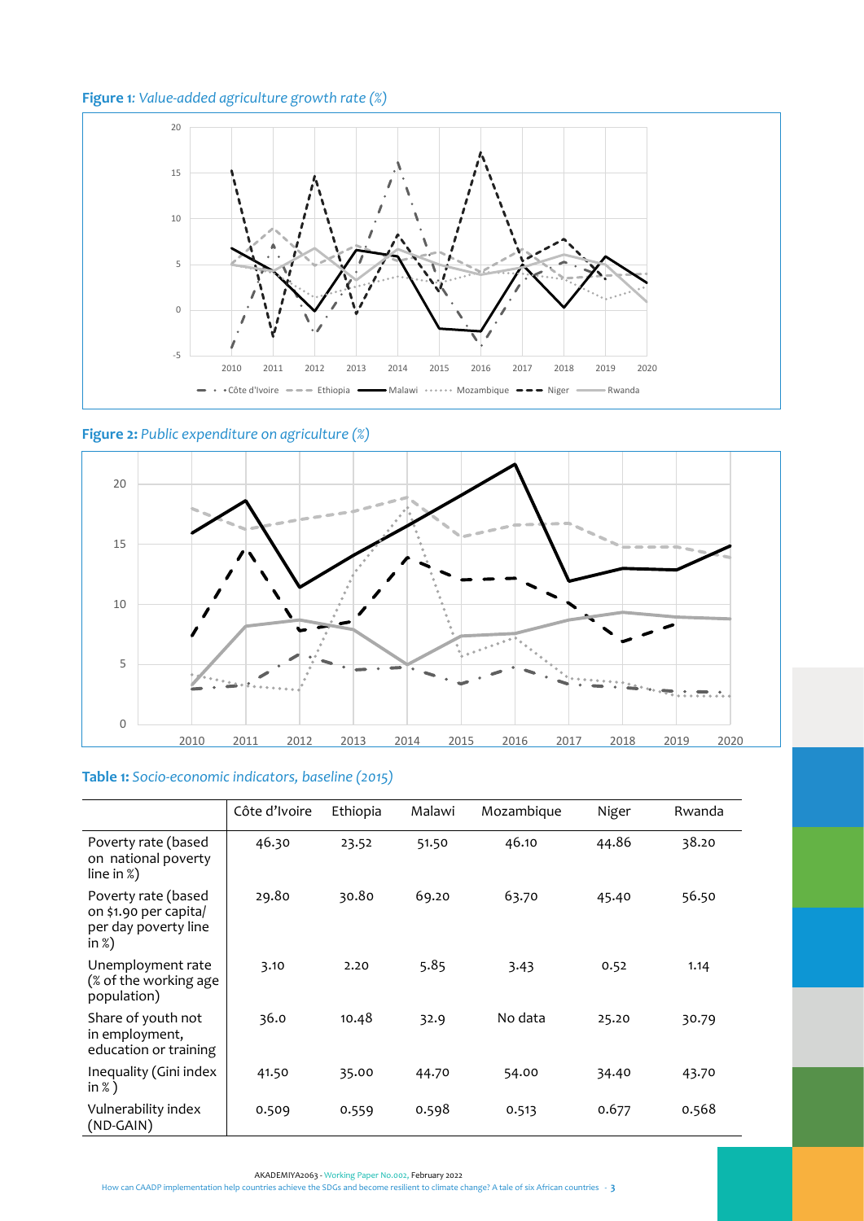**Figure 1:** *Value-added agriculture growth rate (%)*

**Figure 2:** *Public expenditure on agriculture (%)*

**Table 1:** *Socio-economic indicators, baseline (2015)*

| | Côte d'Ivoire | Ethiopia | Malawi | Mozambique | Niger | Rwanda |
|---|---|---|---|---|---|---|
| Poverty rate (based on national poverty line in %) | 46.30 | 23.52 | 51.50 | 46.10 | 44.86 | 38.20 |
| Poverty rate (based on $1.90 per capita/ per day poverty line in %) | 29.80 | 30.80 | 69.20 | 63.70 | 45.40 | 56.50 |
| Unemployment rate (% of the working age population) | 3.10 | 2.20 | 5.85 | 3.43 | 0.52 | 1.14 |
| Share of youth not in employment, education or training | 36.0 | 10.48 | 32.9 | No data | 25.20 | 30.79 |
| Inequality (Gini index in % ) | 41.50 | 35.00 | 44.70 | 54.00 | 34.40 | 43.70 |
| Vulnerability index (ND-GAIN) | 0.509 | 0.559 | 0.598 | 0.513 | 0.677 | 0.568 |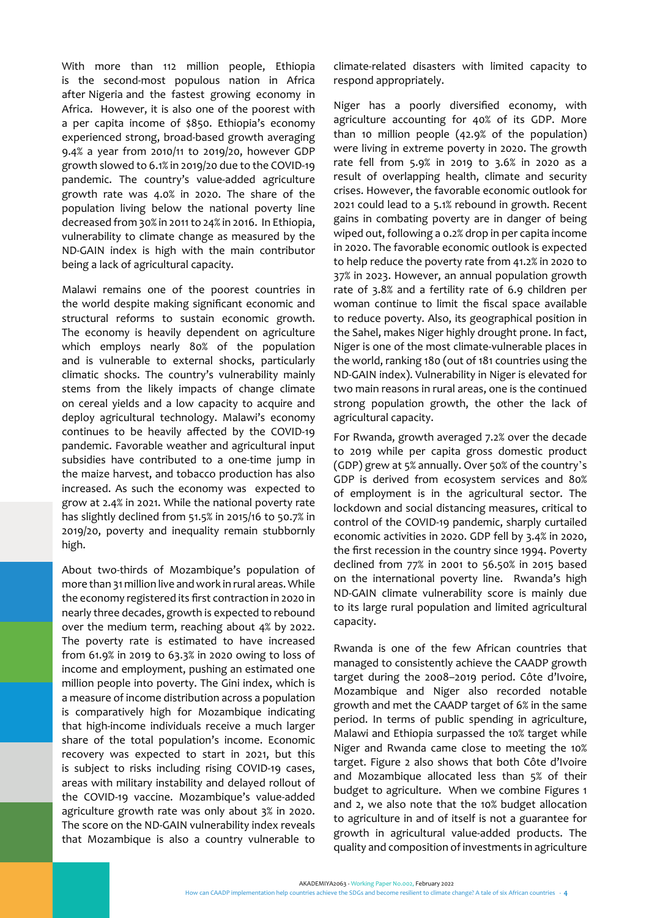With more than 112 million people, Ethiopia is the second-most populous nation in Africa after Nigeria and the fastest growing economy in Africa. However, it is also one of the poorest with a per capita income of $850. Ethiopia's economy experienced strong, broad-based growth averaging 9.4% a year from 2010/11 to 2019/20, however GDP growth slowed to 6.1% in 2019/20 due to the COVID-19 pandemic. The country's value-added agriculture growth rate was 4.0% in 2020. The share of the population living below the national poverty line decreased from 30% in 2011 to 24% in 2016. In Ethiopia, vulnerability to climate change as measured by the ND-GAIN index is high with the main contributor being a lack of agricultural capacity.

Malawi remains one of the poorest countries in the world despite making significant economic and structural reforms to sustain economic growth. The economy is heavily dependent on agriculture which employs nearly 80% of the population and is vulnerable to external shocks, particularly climatic shocks. The country's vulnerability mainly stems from the likely impacts of change climate on cereal yields and a low capacity to acquire and deploy agricultural technology. Malawi's economy continues to be heavily affected by the COVID-19 pandemic. Favorable weather and agricultural input subsidies have contributed to a one-time jump in the maize harvest, and tobacco production has also increased. As such the economy was expected to grow at 2.4% in 2021. While the national poverty rate has slightly declined from 51.5% in 2015/16 to 50.7% in 2019/20, poverty and inequality remain stubbornly high.

About two-thirds of Mozambique's population of more than 31 million live and work in rural areas. While the economy registered its first contraction in 2020 in nearly three decades, growth is expected to rebound over the medium term, reaching about 4% by 2022. The poverty rate is estimated to have increased from 61.9% in 2019 to 63.3% in 2020 owing to loss of income and employment, pushing an estimated one million people into poverty. The Gini index, which is a measure of income distribution across a population is comparatively high for Mozambique indicating that high-income individuals receive a much larger share of the total population's income. Economic recovery was expected to start in 2021, but this is subject to risks including rising COVID-19 cases, areas with military instability and delayed rollout of the COVID-19 vaccine. Mozambique's value-added agriculture growth rate was only about 3% in 2020. The score on the ND-GAIN vulnerability index reveals that Mozambique is also a country vulnerable to climate-related disasters with limited capacity to respond appropriately.

Niger has a poorly diversified economy, with agriculture accounting for 40% of its GDP. More than 10 million people (42.9% of the population) were living in extreme poverty in 2020. The growth rate fell from 5.9% in 2019 to 3.6% in 2020 as a result of overlapping health, climate and security crises. However, the favorable economic outlook for 2021 could lead to a 5.1% rebound in growth. Recent gains in combating poverty are in danger of being wiped out, following a 0.2% drop in per capita income in 2020. The favorable economic outlook is expected to help reduce the poverty rate from 41.2% in 2020 to 37% in 2023. However, an annual population growth rate of 3.8% and a fertility rate of 6.9 children per woman continue to limit the fiscal space available to reduce poverty. Also, its geographical position in the Sahel, makes Niger highly drought prone. In fact, Niger is one of the most climate-vulnerable places in the world, ranking 180 (out of 181 countries using the ND-GAIN index). Vulnerability in Niger is elevated for two main reasons in rural areas, one is the continued strong population growth, the other the lack of agricultural capacity.

For Rwanda, growth averaged 7.2% over the decade to 2019 while per capita gross domestic product (GDP) grew at 5% annually. Over 50% of the country's GDP is derived from ecosystem services and 80% of employment is in the agricultural sector. The lockdown and social distancing measures, critical to control of the COVID-19 pandemic, sharply curtailed economic activities in 2020. GDP fell by 3.4% in 2020, the first recession in the country since 1994. Poverty declined from 77% in 2001 to 56.50% in 2015 based on the international poverty line. Rwanda's high ND-GAIN climate vulnerability score is mainly due to its large rural population and limited agricultural capacity.

Rwanda is one of the few African countries that managed to consistently achieve the CAADP growth target during the 2008–2019 period. Côte d'Ivoire, Mozambique and Niger also recorded notable growth and met the CAADP target of 6% in the same period. In terms of public spending in agriculture, Malawi and Ethiopia surpassed the 10% target while Niger and Rwanda came close to meeting the 10% target. Figure 2 also shows that both Côte d'Ivoire and Mozambique allocated less than 5% of their budget to agriculture. When we combine Figures 1 and 2, we also note that the 10% budget allocation to agriculture in and of itself is not a guarantee for growth in agricultural value-added products. The quality and composition of investments in agriculture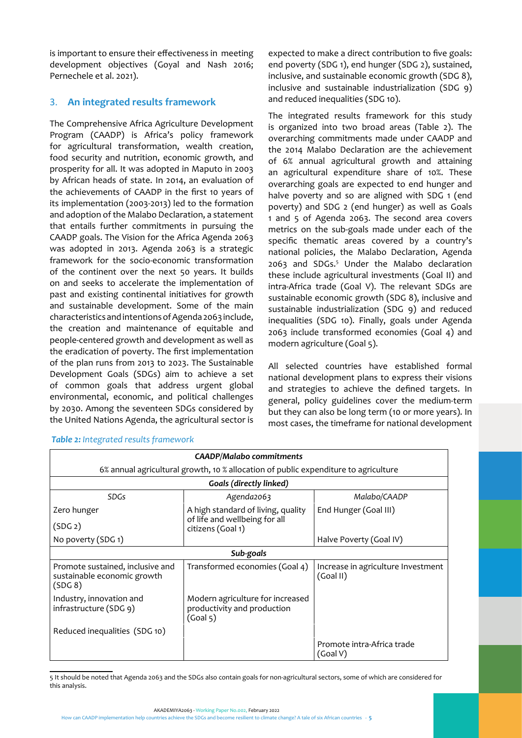is important to ensure their effectiveness in meeting development objectives (Goyal and Nash 2016; Pernechele et al. 2021).

## 3. An integrated results framework

The Comprehensive Africa Agriculture Development Program (CAADP) is Africa's policy framework for agricultural transformation, wealth creation, food security and nutrition, economic growth, and prosperity for all. It was adopted in Maputo in 2003 by African heads of state. In 2014, an evaluation of the achievements of CAADP in the first 10 years of its implementation (2003-2013) led to the formation and adoption of the Malabo Declaration, a statement that entails further commitments in pursuing the CAADP goals. The Vision for the Africa Agenda 2063 was adopted in 2013. Agenda 2063 is a strategic framework for the socio-economic transformation of the continent over the next 50 years. It builds on and seeks to accelerate the implementation of past and existing continental initiatives for growth and sustainable development. Some of the main characteristics and intentions of Agenda 2063 include, the creation and maintenance of equitable and people-centered growth and development as well as the eradication of poverty. The first implementation of the plan runs from 2013 to 2023. The Sustainable Development Goals (SDGs) aim to achieve a set of common goals that address urgent global environmental, economic, and political challenges by 2030. Among the seventeen SDGs considered by the United Nations Agenda, the agricultural sector is expected to make a direct contribution to five goals: end poverty (SDG 1), end hunger (SDG 2), sustained, inclusive, and sustainable economic growth (SDG 8), inclusive and sustainable industrialization (SDG 9) and reduced inequalities (SDG 10).

The integrated results framework for this study is organized into two broad areas (Table 2). The overarching commitments made under CAADP and the 2014 Malabo Declaration are the achievement of 6% annual agricultural growth and attaining an agricultural expenditure share of 10%. These overarching goals are expected to end hunger and halve poverty and so are aligned with SDG 1 (end poverty) and SDG 2 (end hunger) as well as Goals 1 and 5 of Agenda 2063. The second area covers metrics on the sub-goals made under each of the specific thematic areas covered by a country's national policies, the Malabo Declaration, Agenda 2063 and SDGs.[5] Under the Malabo declaration these include agricultural investments (Goal II) and intra-Africa trade (Goal V). The relevant SDGs are sustainable economic growth (SDG 8), inclusive and sustainable industrialization (SDG 9) and reduced inequalities (SDG 10). Finally, goals under Agenda 2063 include transformed economies (Goal 4) and modern agriculture (Goal 5).

All selected countries have established formal national development plans to express their visions and strategies to achieve the defined targets. In general, policy guidelines cover the medium-term but they can also be long term (10 or more years). In most cases, the timeframe for national development

*Table 2: Integrated results framework*

| *CAADP/Malabo commitments* | | |
|---|---|---|
| 6% annual agricultural growth, 10 % allocation of public expenditure to agriculture | | |
| ***Goals (directly linked)*** | | |
| *SDGs* | *Agenda2063* | *Malabo/CAADP* |
| Zero hunger (SDG 2) | A high standard of living, quality of life and wellbeing for all citizens (Goal 1) | End Hunger (Goal III) |
| No poverty (SDG 1) | | Halve Poverty (Goal IV) |
| ***Sub-goals*** | | |
| Promote sustained, inclusive and sustainable economic growth (SDG 8) | Transformed economies (Goal 4) | Increase in agriculture Investment (Goal II) |
| Industry, innovation and infrastructure (SDG 9) | Modern agriculture for increased productivity and production (Goal 5) | |
| Reduced inequalities (SDG 10) | | |
| | | Promote intra-Africa trade (Goal V) |

5 It should be noted that Agenda 2063 and the SDGs also contain goals for non-agricultural sectors, some of which are considered for this analysis.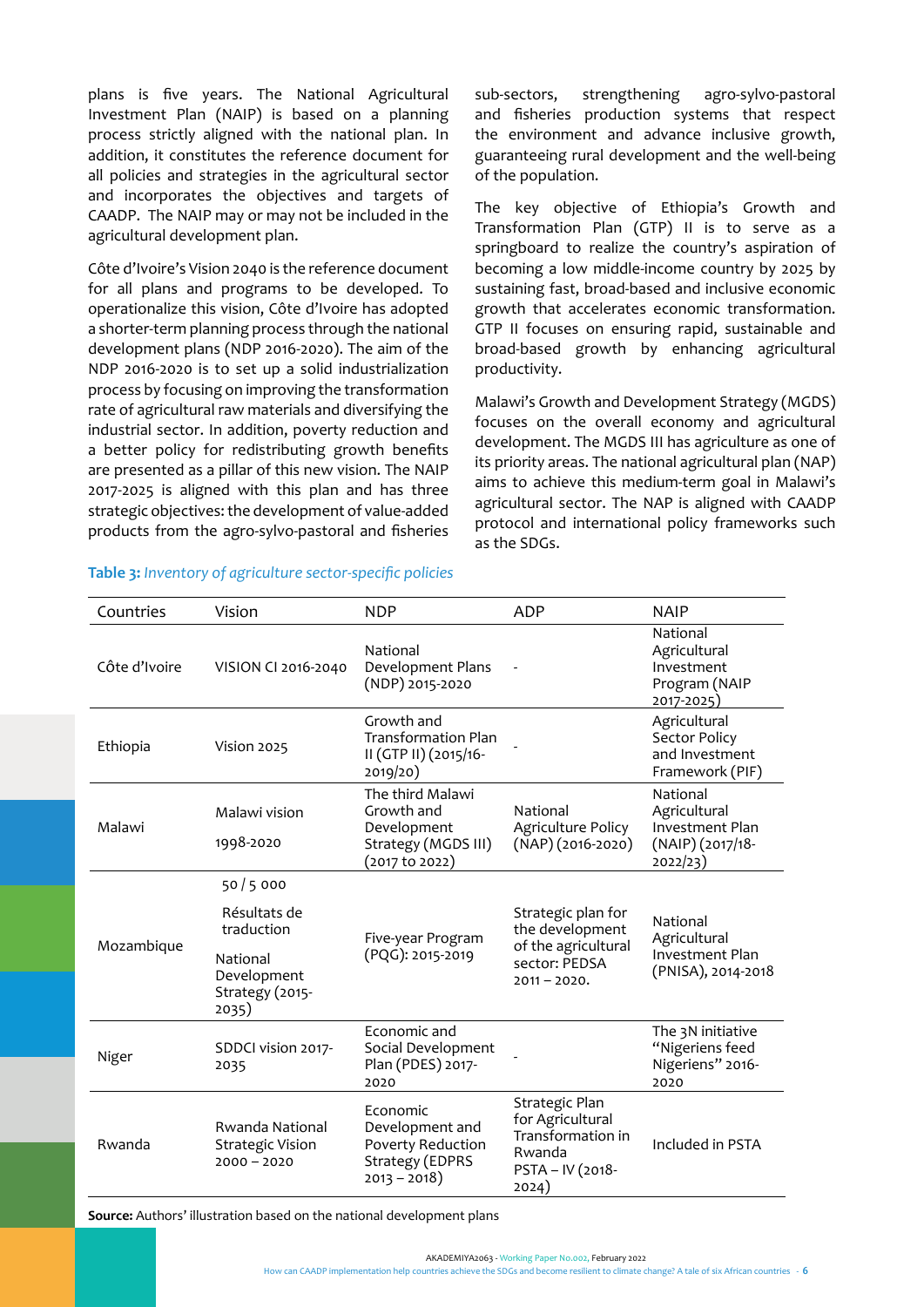plans is five years. The National Agricultural Investment Plan (NAIP) is based on a planning process strictly aligned with the national plan. In addition, it constitutes the reference document for all policies and strategies in the agricultural sector and incorporates the objectives and targets of CAADP. The NAIP may or may not be included in the agricultural development plan.

Côte d'Ivoire's Vision 2040 is the reference document for all plans and programs to be developed. To operationalize this vision, Côte d'Ivoire has adopted a shorter-term planning process through the national development plans (NDP 2016-2020). The aim of the NDP 2016-2020 is to set up a solid industrialization process by focusing on improving the transformation rate of agricultural raw materials and diversifying the industrial sector. In addition, poverty reduction and a better policy for redistributing growth benefits are presented as a pillar of this new vision. The NAIP 2017-2025 is aligned with this plan and has three strategic objectives: the development of value-added products from the agro-sylvo-pastoral and fisheries sub-sectors, strengthening agro-sylvo-pastoral and fisheries production systems that respect the environment and advance inclusive growth, guaranteeing rural development and the well-being of the population.

The key objective of Ethiopia's Growth and Transformation Plan (GTP) II is to serve as a springboard to realize the country's aspiration of becoming a low middle-income country by 2025 by sustaining fast, broad-based and inclusive economic growth that accelerates economic transformation. GTP II focuses on ensuring rapid, sustainable and broad-based growth by enhancing agricultural productivity.

Malawi's Growth and Development Strategy (MGDS) focuses on the overall economy and agricultural development. The MGDS III has agriculture as one of its priority areas. The national agricultural plan (NAP) aims to achieve this medium-term goal in Malawi's agricultural sector. The NAP is aligned with CAADP protocol and international policy frameworks such as the SDGs.

**Table 3:** *Inventory of agriculture sector-specific policies*

| Countries | Vision | NDP | ADP | NAIP |
|---|---|---|---|---|
| Côte d'Ivoire | VISION CI 2016-2040 | National Development Plans (NDP) 2015-2020 | - | National Agricultural Investment Program (NAIP 2017-2025) |
| Ethiopia | Vision 2025 | Growth and Transformation Plan II (GTP II) (2015/16-2019/20) | - | Agricultural Sector Policy and Investment Framework (PIF) |
| Malawi | Malawi vision 1998-2020 | The third Malawi Growth and Development Strategy (MGDS III) (2017 to 2022) | National Agriculture Policy (NAP) (2016-2020) | National Agricultural Investment Plan (NAIP) (2017/18-2022/23) |
| Mozambique | 50 / 5 000 Résultats de traduction National Development Strategy (2015-2035) | Five-year Program (PQG): 2015-2019 | Strategic plan for the development of the agricultural sector: PEDSA 2011 – 2020. | National Agricultural Investment Plan (PNISA), 2014-2018 |
| Niger | SDDCI vision 2017-2035 | Economic and Social Development Plan (PDES) 2017-2020 | - | The 3N initiative "Nigeriens feed Nigeriens" 2016-2020 |
| Rwanda | Rwanda National Strategic Vision 2000 – 2020 | Economic Development and Poverty Reduction Strategy (EDPRS 2013 – 2018) | Strategic Plan for Agricultural Transformation in Rwanda PSTA – IV (2018-2024) | Included in PSTA |

**Source:** Authors' illustration based on the national development plans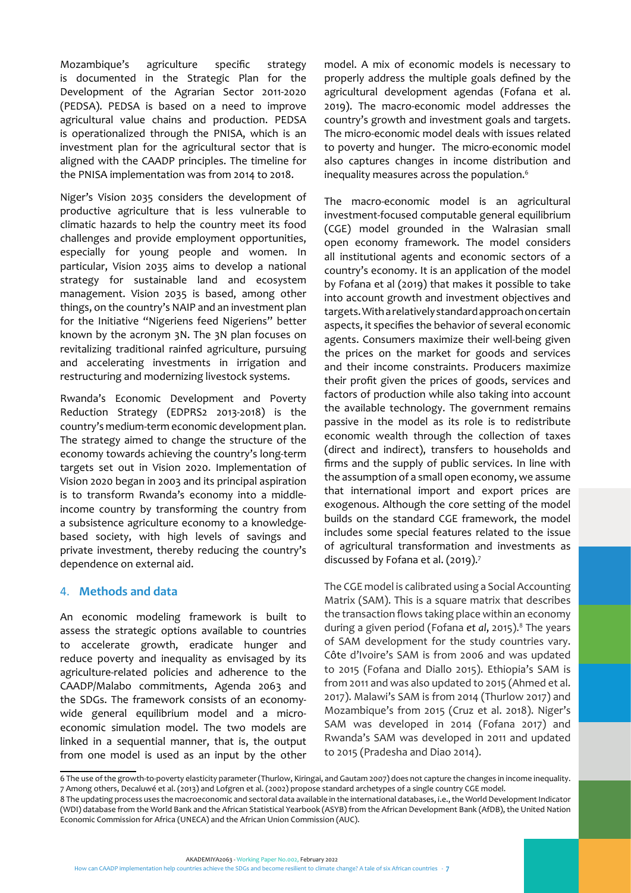Mozambique's agriculture specific strategy is documented in the Strategic Plan for the Development of the Agrarian Sector 2011-2020 (PEDSA). PEDSA is based on a need to improve agricultural value chains and production. PEDSA is operationalized through the PNISA, which is an investment plan for the agricultural sector that is aligned with the CAADP principles. The timeline for the PNISA implementation was from 2014 to 2018.

Niger's Vision 2035 considers the development of productive agriculture that is less vulnerable to climatic hazards to help the country meet its food challenges and provide employment opportunities, especially for young people and women. In particular, Vision 2035 aims to develop a national strategy for sustainable land and ecosystem management. Vision 2035 is based, among other things, on the country's NAIP and an investment plan for the Initiative "Nigeriens feed Nigeriens" better known by the acronym 3N. The 3N plan focuses on revitalizing traditional rainfed agriculture, pursuing and accelerating investments in irrigation and restructuring and modernizing livestock systems.

Rwanda's Economic Development and Poverty Reduction Strategy (EDPRS2 2013-2018) is the country's medium-term economic development plan. The strategy aimed to change the structure of the economy towards achieving the country's long-term targets set out in Vision 2020. Implementation of Vision 2020 began in 2003 and its principal aspiration is to transform Rwanda's economy into a middle-income country by transforming the country from a subsistence agriculture economy to a knowledge-based society, with high levels of savings and private investment, thereby reducing the country's dependence on external aid.

## 4. Methods and data

An economic modeling framework is built to assess the strategic options available to countries to accelerate growth, eradicate hunger and reduce poverty and inequality as envisaged by its agriculture-related policies and adherence to the CAADP/Malabo commitments, Agenda 2063 and the SDGs. The framework consists of an economy-wide general equilibrium model and a micro-economic simulation model. The two models are linked in a sequential manner, that is, the output from one model is used as an input by the other model. A mix of economic models is necessary to properly address the multiple goals defined by the agricultural development agendas (Fofana et al. 2019). The macro-economic model addresses the country's growth and investment goals and targets. The micro-economic model deals with issues related to poverty and hunger. The micro-economic model also captures changes in income distribution and inequality measures across the population.[6]

The macro-economic model is an agricultural investment-focused computable general equilibrium (CGE) model grounded in the Walrasian small open economy framework. The model considers all institutional agents and economic sectors of a country's economy. It is an application of the model by Fofana et al (2019) that makes it possible to take into account growth and investment objectives and targets. With a relatively standard approach on certain aspects, it specifies the behavior of several economic agents. Consumers maximize their well-being given the prices on the market for goods and services and their income constraints. Producers maximize their profit given the prices of goods, services and factors of production while also taking into account the available technology. The government remains passive in the model as its role is to redistribute economic wealth through the collection of taxes (direct and indirect), transfers to households and firms and the supply of public services. In line with the assumption of a small open economy, we assume that international import and export prices are exogenous. Although the core setting of the model builds on the standard CGE framework, the model includes some special features related to the issue of agricultural transformation and investments as discussed by Fofana et al. (2019).[7]

The CGE model is calibrated using a Social Accounting Matrix (SAM). This is a square matrix that describes the transaction flows taking place within an economy during a given period (Fofana *et al*, 2015).[8] The years of SAM development for the study countries vary. Côte d'Ivoire's SAM is from 2006 and was updated to 2015 (Fofana and Diallo 2015). Ethiopia's SAM is from 2011 and was also updated to 2015 (Ahmed et al. 2017). Malawi's SAM is from 2014 (Thurlow 2017) and Mozambique's from 2015 (Cruz et al. 2018). Niger's SAM was developed in 2014 (Fofana 2017) and Rwanda's SAM was developed in 2011 and updated to 2015 (Pradesha and Diao 2014).

6 The use of the growth-to-poverty elasticity parameter (Thurlow, Kiringai, and Gautam 2007) does not capture the changes in income inequality.

7 Among others, Decaluwé et al. (2013) and Lofgren et al. (2002) propose standard archetypes of a single country CGE model.

8 The updating process uses the macroeconomic and sectoral data available in the international databases, i.e., the World Development Indicator (WDI) database from the World Bank and the African Statistical Yearbook (ASYB) from the African Development Bank (AfDB), the United Nation Economic Commission for Africa (UNECA) and the African Union Commission (AUC).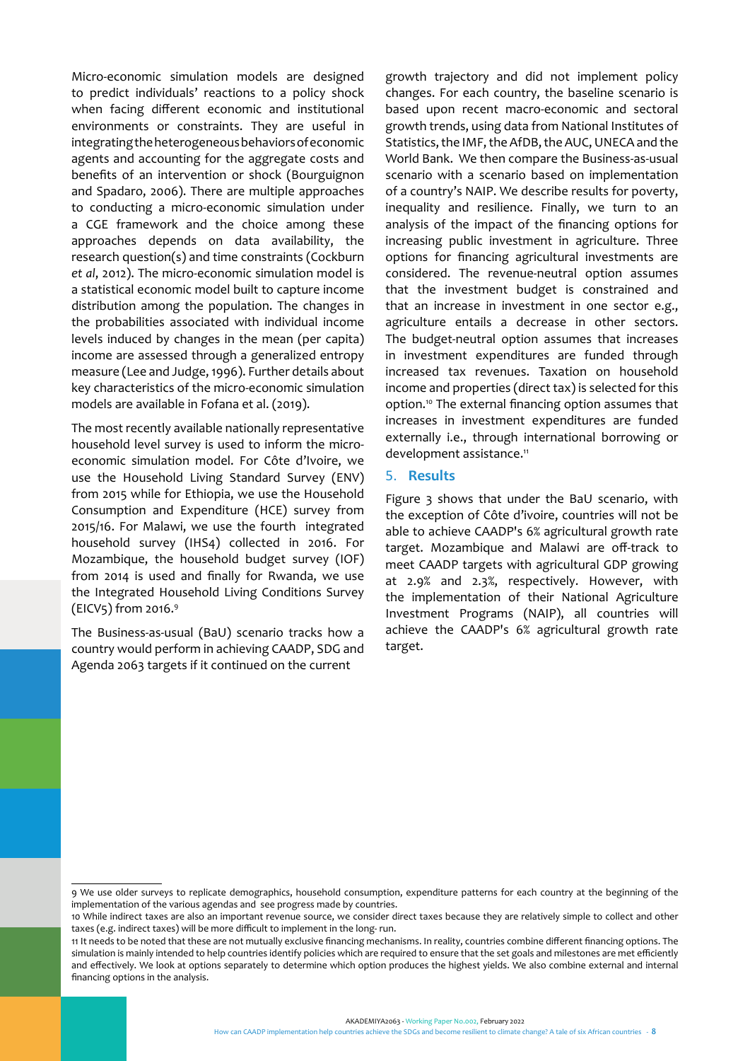Micro-economic simulation models are designed to predict individuals' reactions to a policy shock when facing different economic and institutional environments or constraints. They are useful in integrating the heterogeneous behaviors of economic agents and accounting for the aggregate costs and benefits of an intervention or shock (Bourguignon and Spadaro, 2006). There are multiple approaches to conducting a micro-economic simulation under a CGE framework and the choice among these approaches depends on data availability, the research question(s) and time constraints (Cockburn *et al*, 2012). The micro-economic simulation model is a statistical economic model built to capture income distribution among the population. The changes in the probabilities associated with individual income levels induced by changes in the mean (per capita) income are assessed through a generalized entropy measure (Lee and Judge, 1996). Further details about key characteristics of the micro-economic simulation models are available in Fofana et al. (2019).

The most recently available nationally representative household level survey is used to inform the micro-economic simulation model. For Côte d'Ivoire, we use the Household Living Standard Survey (ENV) from 2015 while for Ethiopia, we use the Household Consumption and Expenditure (HCE) survey from 2015/16. For Malawi, we use the fourth integrated household survey (IHS4) collected in 2016. For Mozambique, the household budget survey (IOF) from 2014 is used and finally for Rwanda, we use the Integrated Household Living Conditions Survey (EICV5) from 2016.[9]

The Business-as-usual (BaU) scenario tracks how a country would perform in achieving CAADP, SDG and Agenda 2063 targets if it continued on the current growth trajectory and did not implement policy changes. For each country, the baseline scenario is based upon recent macro-economic and sectoral growth trends, using data from National Institutes of Statistics, the IMF, the AfDB, the AUC, UNECA and the World Bank. We then compare the Business-as-usual scenario with a scenario based on implementation of a country's NAIP. We describe results for poverty, inequality and resilience. Finally, we turn to an analysis of the impact of the financing options for increasing public investment in agriculture. Three options for financing agricultural investments are considered. The revenue-neutral option assumes that the investment budget is constrained and that an increase in investment in one sector e.g., agriculture entails a decrease in other sectors. The budget-neutral option assumes that increases in investment expenditures are funded through increased tax revenues. Taxation on household income and properties (direct tax) is selected for this option.[10] The external financing option assumes that increases in investment expenditures are funded externally i.e., through international borrowing or development assistance.[11]

## 5. Results

Figure 3 shows that under the BaU scenario, with the exception of Côte d'ivoire, countries will not be able to achieve CAADP's 6% agricultural growth rate target. Mozambique and Malawi are off-track to meet CAADP targets with agricultural GDP growing at 2.9% and 2.3%, respectively. However, with the implementation of their National Agriculture Investment Programs (NAIP), all countries will achieve the CAADP's 6% agricultural growth rate target.

---

9 We use older surveys to replicate demographics, household consumption, expenditure patterns for each country at the beginning of the implementation of the various agendas and see progress made by countries.

10 While indirect taxes are also an important revenue source, we consider direct taxes because they are relatively simple to collect and other taxes (e.g. indirect taxes) will be more difficult to implement in the long- run.

11 It needs to be noted that these are not mutually exclusive financing mechanisms. In reality, countries combine different financing options. The simulation is mainly intended to help countries identify policies which are required to ensure that the set goals and milestones are met efficiently and effectively. We look at options separately to determine which option produces the highest yields. We also combine external and internal financing options in the analysis.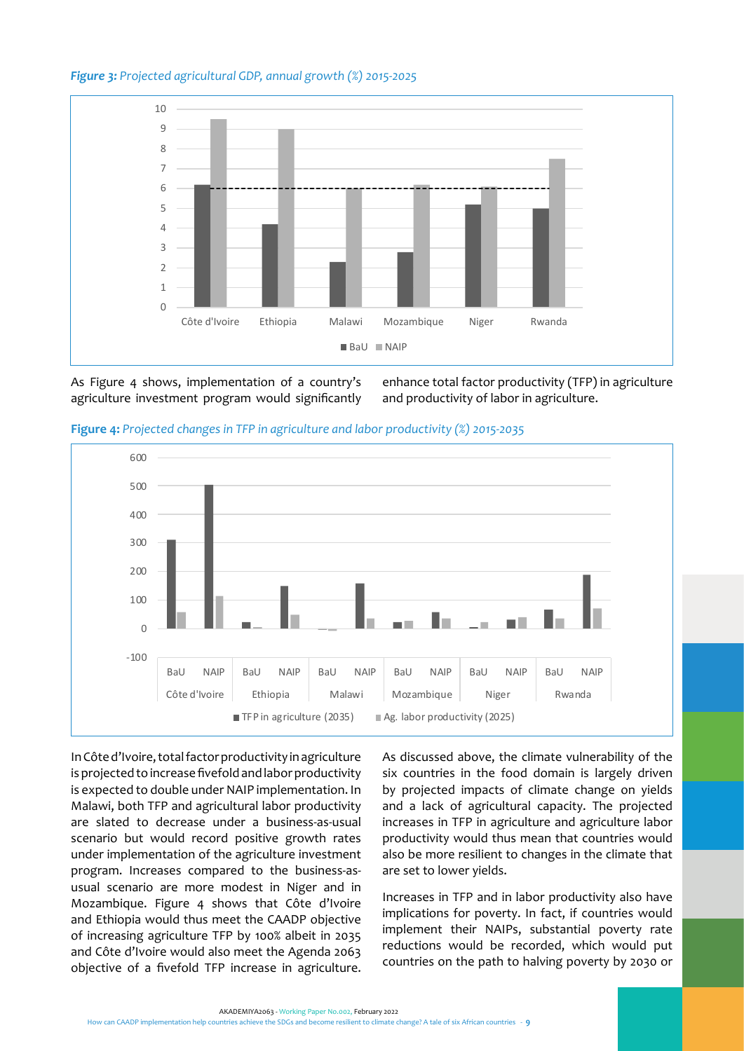*Figure 3: Projected agricultural GDP, annual growth (%) 2015-2025*

As Figure 4 shows, implementation of a country's agriculture investment program would significantly enhance total factor productivity (TFP) in agriculture and productivity of labor in agriculture.

**Figure 4:** *Projected changes in TFP in agriculture and labor productivity (%) 2015-2035*

In Côte d'Ivoire, total factor productivity in agriculture is projected to increase fivefold and labor productivity is expected to double under NAIP implementation. In Malawi, both TFP and agricultural labor productivity are slated to decrease under a business-as-usual scenario but would record positive growth rates under implementation of the agriculture investment program. Increases compared to the business-as-usual scenario are more modest in Niger and in Mozambique. Figure 4 shows that Côte d'Ivoire and Ethiopia would thus meet the CAADP objective of increasing agriculture TFP by 100% albeit in 2035 and Côte d'Ivoire would also meet the Agenda 2063 objective of a fivefold TFP increase in agriculture.

As discussed above, the climate vulnerability of the six countries in the food domain is largely driven by projected impacts of climate change on yields and a lack of agricultural capacity. The projected increases in TFP in agriculture and agriculture labor productivity would thus mean that countries would also be more resilient to changes in the climate that are set to lower yields.

Increases in TFP and in labor productivity also have implications for poverty. In fact, if countries would implement their NAIPs, substantial poverty rate reductions would be recorded, which would put countries on the path to halving poverty by 2030 or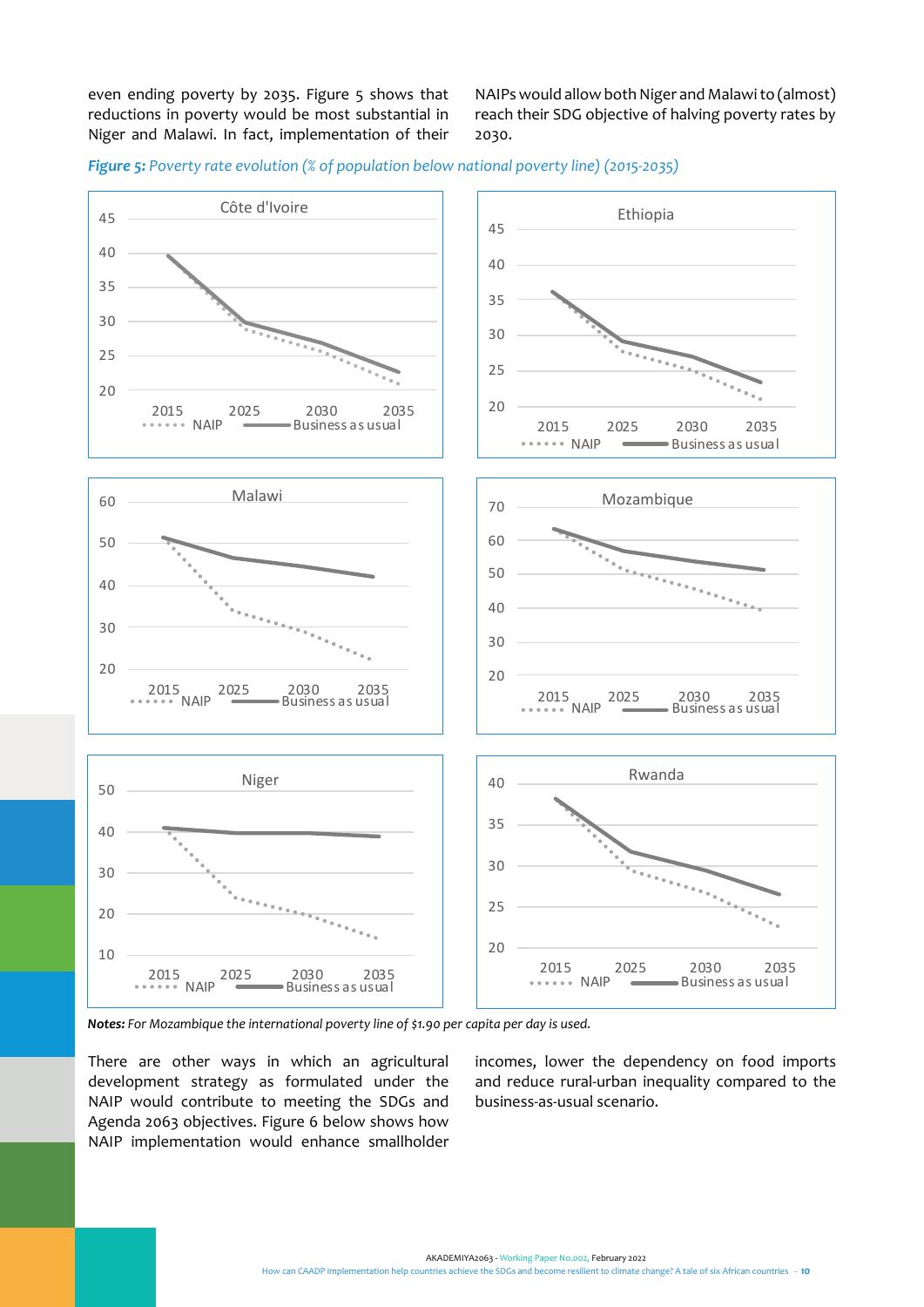even ending poverty by 2035. Figure 5 shows that reductions in poverty would be most substantial in Niger and Malawi. In fact, implementation of their NAIPs would allow both Niger and Malawi to (almost) reach their SDG objective of halving poverty rates by 2030.

***Figure 5:*** *Poverty rate evolution (% of population below national poverty line) (2015-2035)*

*Notes:* *For Mozambique the international poverty line of $1.90 per capita per day is used.*

There are other ways in which an agricultural development strategy as formulated under the NAIP would contribute to meeting the SDGs and Agenda 2063 objectives. Figure 6 below shows how NAIP implementation would enhance smallholder incomes, lower the dependency on food imports and reduce rural-urban inequality compared to the business-as-usual scenario.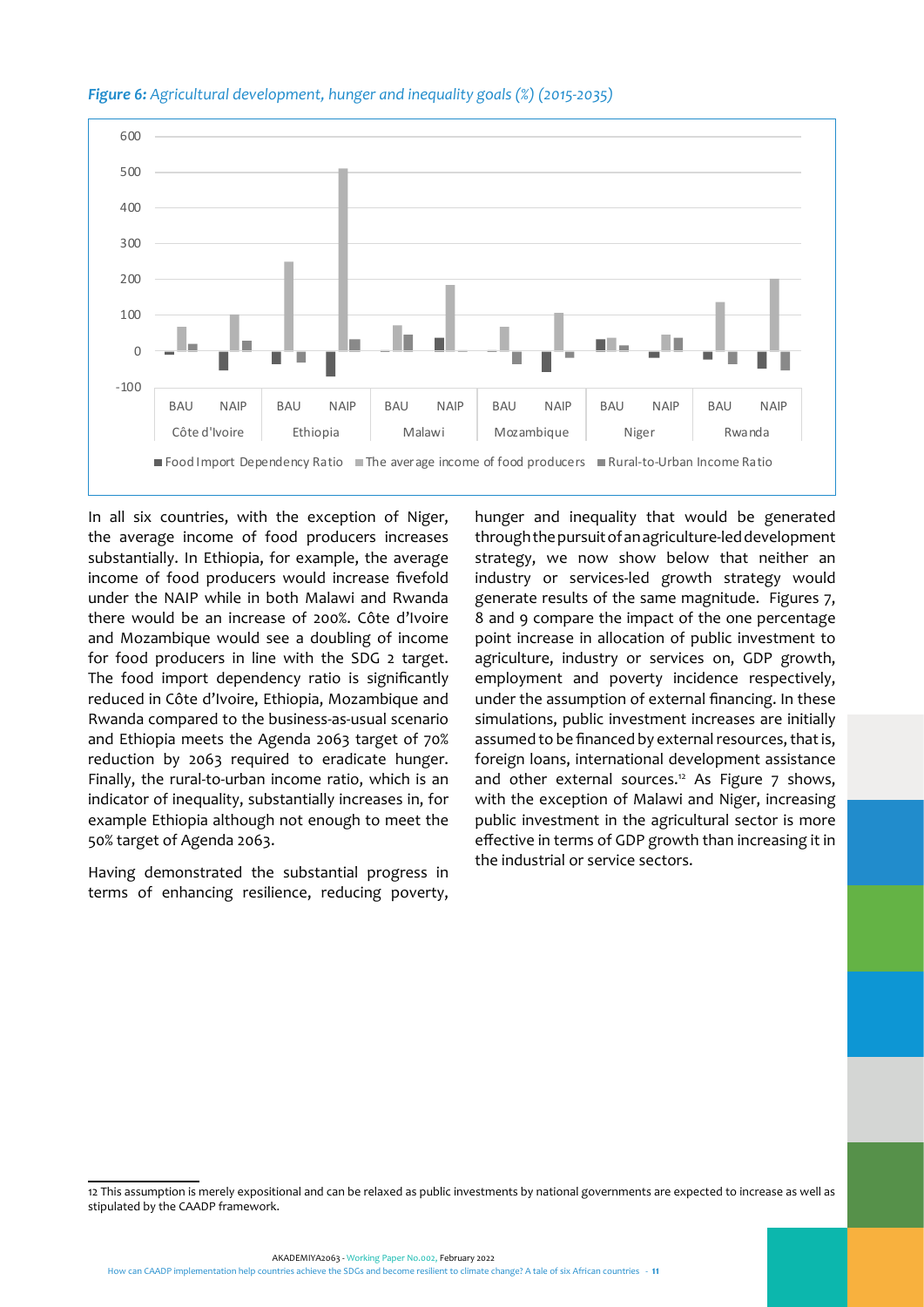*Figure 6: Agricultural development, hunger and inequality goals (%) (2015-2035)*

In all six countries, with the exception of Niger, the average income of food producers increases substantially. In Ethiopia, for example, the average income of food producers would increase fivefold under the NAIP while in both Malawi and Rwanda there would be an increase of 200%. Côte d'Ivoire and Mozambique would see a doubling of income for food producers in line with the SDG 2 target. The food import dependency ratio is significantly reduced in Côte d'Ivoire, Ethiopia, Mozambique and Rwanda compared to the business-as-usual scenario and Ethiopia meets the Agenda 2063 target of 70% reduction by 2063 required to eradicate hunger. Finally, the rural-to-urban income ratio, which is an indicator of inequality, substantially increases in, for example Ethiopia although not enough to meet the 50% target of Agenda 2063.

Having demonstrated the substantial progress in terms of enhancing resilience, reducing poverty, hunger and inequality that would be generated through the pursuit of an agriculture-led development strategy, we now show below that neither an industry or services-led growth strategy would generate results of the same magnitude. Figures 7, 8 and 9 compare the impact of the one percentage point increase in allocation of public investment to agriculture, industry or services on, GDP growth, employment and poverty incidence respectively, under the assumption of external financing. In these simulations, public investment increases are initially assumed to be financed by external resources, that is, foreign loans, international development assistance and other external sources.[12] As Figure 7 shows, with the exception of Malawi and Niger, increasing public investment in the agricultural sector is more effective in terms of GDP growth than increasing it in the industrial or service sectors.

12 This assumption is merely expositional and can be relaxed as public investments by national governments are expected to increase as well as stipulated by the CAADP framework.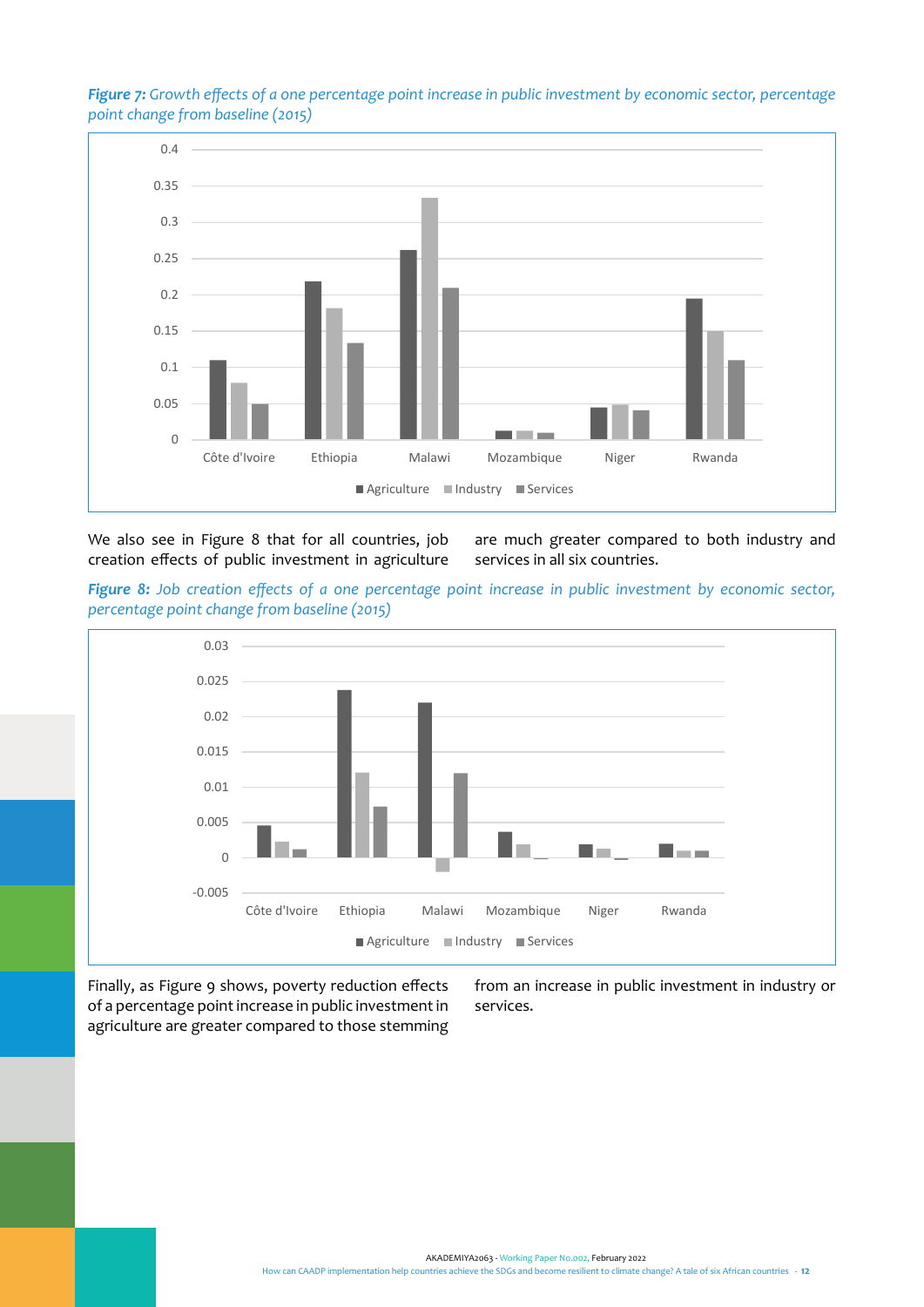*Figure 7: Growth effects of a one percentage point increase in public investment by economic sector, percentage point change from baseline (2015)*

We also see in Figure 8 that for all countries, job creation effects of public investment in agriculture are much greater compared to both industry and services in all six countries.

*Figure 8: Job creation effects of a one percentage point increase in public investment by economic sector, percentage point change from baseline (2015)*

Finally, as Figure 9 shows, poverty reduction effects of a percentage point increase in public investment in agriculture are greater compared to those stemming from an increase in public investment in industry or services.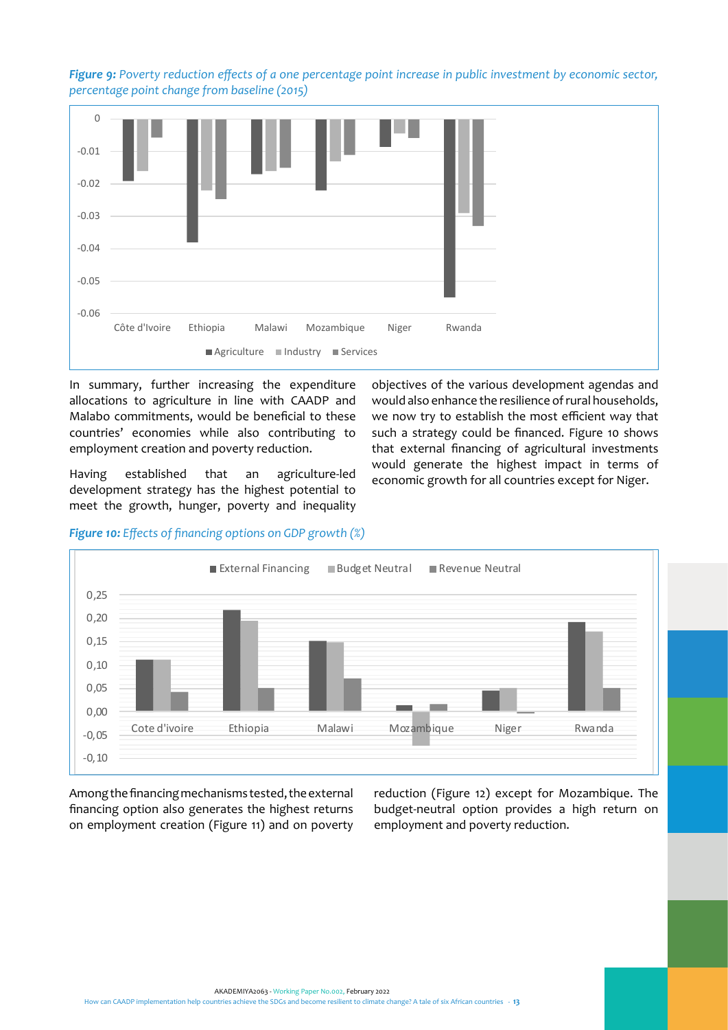*Figure 9: Poverty reduction effects of a one percentage point increase in public investment by economic sector, percentage point change from baseline (2015)*

In summary, further increasing the expenditure allocations to agriculture in line with CAADP and Malabo commitments, would be beneficial to these countries' economies while also contributing to employment creation and poverty reduction.

Having established that an agriculture-led development strategy has the highest potential to meet the growth, hunger, poverty and inequality objectives of the various development agendas and would also enhance the resilience of rural households, we now try to establish the most efficient way that such a strategy could be financed. Figure 10 shows that external financing of agricultural investments would generate the highest impact in terms of economic growth for all countries except for Niger.

*Figure 10: Effects of financing options on GDP growth (%)*

Among the financing mechanisms tested, the external financing option also generates the highest returns on employment creation (Figure 11) and on poverty reduction (Figure 12) except for Mozambique. The budget-neutral option provides a high return on employment and poverty reduction.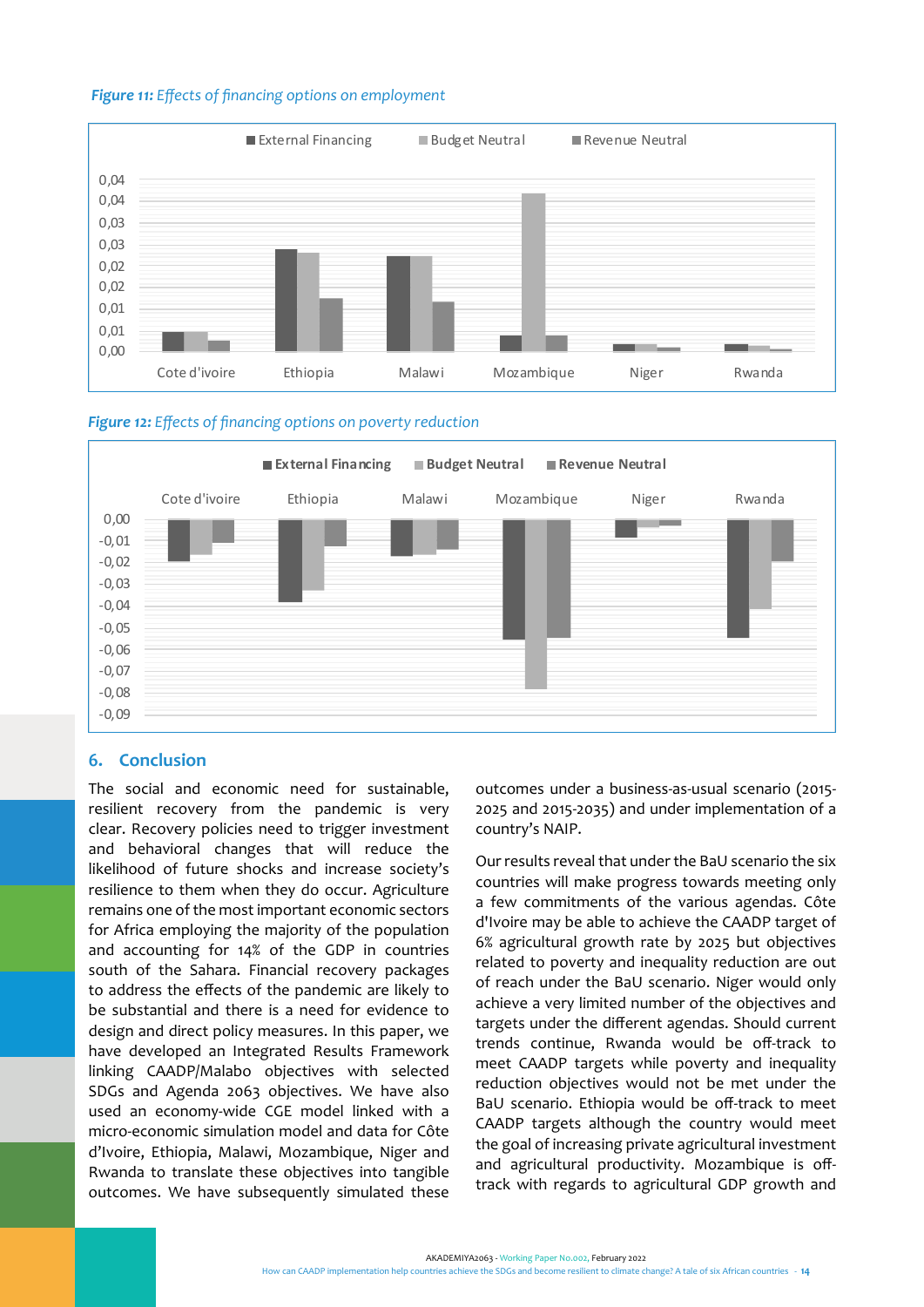*Figure 11: Effects of financing options on employment*

*Figure 12: Effects of financing options on poverty reduction*

## 6. Conclusion

The social and economic need for sustainable, resilient recovery from the pandemic is very clear. Recovery policies need to trigger investment and behavioral changes that will reduce the likelihood of future shocks and increase society's resilience to them when they do occur. Agriculture remains one of the most important economic sectors for Africa employing the majority of the population and accounting for 14% of the GDP in countries south of the Sahara. Financial recovery packages to address the effects of the pandemic are likely to be substantial and there is a need for evidence to design and direct policy measures. In this paper, we have developed an Integrated Results Framework linking CAADP/Malabo objectives with selected SDGs and Agenda 2063 objectives. We have also used an economy-wide CGE model linked with a micro-economic simulation model and data for Côte d'Ivoire, Ethiopia, Malawi, Mozambique, Niger and Rwanda to translate these objectives into tangible outcomes. We have subsequently simulated these outcomes under a business-as-usual scenario (2015-2025 and 2015-2035) and under implementation of a country's NAIP.

Our results reveal that under the BaU scenario the six countries will make progress towards meeting only a few commitments of the various agendas. Côte d'Ivoire may be able to achieve the CAADP target of 6% agricultural growth rate by 2025 but objectives related to poverty and inequality reduction are out of reach under the BaU scenario. Niger would only achieve a very limited number of the objectives and targets under the different agendas. Should current trends continue, Rwanda would be off-track to meet CAADP targets while poverty and inequality reduction objectives would not be met under the BaU scenario. Ethiopia would be off-track to meet CAADP targets although the country would meet the goal of increasing private agricultural investment and agricultural productivity. Mozambique is off-track with regards to agricultural GDP growth and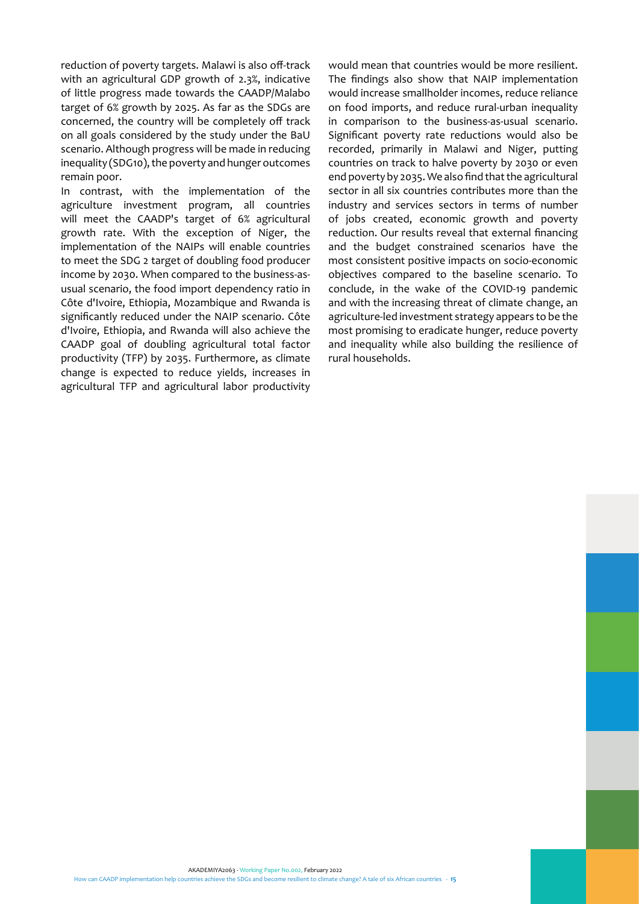reduction of poverty targets. Malawi is also off-track with an agricultural GDP growth of 2.3%, indicative of little progress made towards the CAADP/Malabo target of 6% growth by 2025. As far as the SDGs are concerned, the country will be completely off track on all goals considered by the study under the BaU scenario. Although progress will be made in reducing inequality (SDG10), the poverty and hunger outcomes remain poor.

In contrast, with the implementation of the agriculture investment program, all countries will meet the CAADP's target of 6% agricultural growth rate. With the exception of Niger, the implementation of the NAIPs will enable countries to meet the SDG 2 target of doubling food producer income by 2030. When compared to the business-as-usual scenario, the food import dependency ratio in Côte d'Ivoire, Ethiopia, Mozambique and Rwanda is significantly reduced under the NAIP scenario. Côte d'Ivoire, Ethiopia, and Rwanda will also achieve the CAADP goal of doubling agricultural total factor productivity (TFP) by 2035. Furthermore, as climate change is expected to reduce yields, increases in agricultural TFP and agricultural labor productivity would mean that countries would be more resilient. The findings also show that NAIP implementation would increase smallholder incomes, reduce reliance on food imports, and reduce rural-urban inequality in comparison to the business-as-usual scenario. Significant poverty rate reductions would also be recorded, primarily in Malawi and Niger, putting countries on track to halve poverty by 2030 or even end poverty by 2035. We also find that the agricultural sector in all six countries contributes more than the industry and services sectors in terms of number of jobs created, economic growth and poverty reduction. Our results reveal that external financing and the budget constrained scenarios have the most consistent positive impacts on socio-economic objectives compared to the baseline scenario. To conclude, in the wake of the COVID-19 pandemic and with the increasing threat of climate change, an agriculture-led investment strategy appears to be the most promising to eradicate hunger, reduce poverty and inequality while also building the resilience of rural households.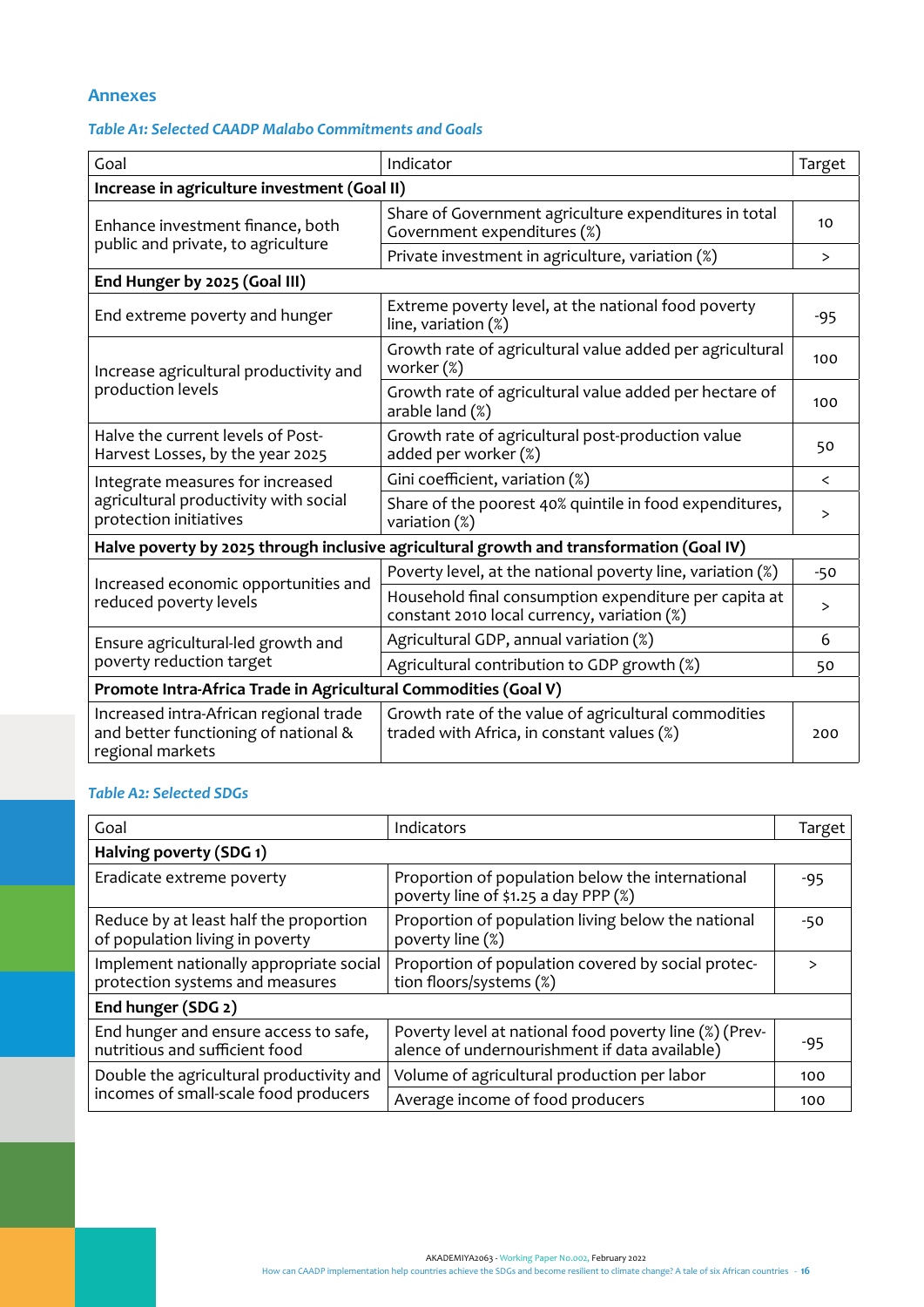## Annexes

*Table A1: Selected CAADP Malabo Commitments and Goals*

| Goal | Indicator | Target |
|---|---|---|
| **Increase in agriculture investment (Goal II)** | | |
| Enhance investment finance, both public and private, to agriculture | Share of Government agriculture expenditures in total Government expenditures (%) | 10 |
| | Private investment in agriculture, variation (%) | > |
| **End Hunger by 2025 (Goal III)** | | |
| End extreme poverty and hunger | Extreme poverty level, at the national food poverty line, variation (%) | -95 |
| Increase agricultural productivity and production levels | Growth rate of agricultural value added per agricultural worker (%) | 100 |
| | Growth rate of agricultural value added per hectare of arable land (%) | 100 |
| Halve the current levels of Post-Harvest Losses, by the year 2025 | Growth rate of agricultural post-production value added per worker (%) | 50 |
| Integrate measures for increased agricultural productivity with social protection initiatives | Gini coefficient, variation (%) | < |
| | Share of the poorest 40% quintile in food expenditures, variation (%) | > |
| **Halve poverty by 2025 through inclusive agricultural growth and transformation (Goal IV)** | | |
| Increased economic opportunities and reduced poverty levels | Poverty level, at the national poverty line, variation (%) | -50 |
| | Household final consumption expenditure per capita at constant 2010 local currency, variation (%) | > |
| Ensure agricultural-led growth and poverty reduction target | Agricultural GDP, annual variation (%) | 6 |
| | Agricultural contribution to GDP growth (%) | 50 |
| **Promote Intra-Africa Trade in Agricultural Commodities (Goal V)** | | |
| Increased intra-African regional trade and better functioning of national & regional markets | Growth rate of the value of agricultural commodities traded with Africa, in constant values (%) | 200 |

*Table A2: Selected SDGs*

| Goal | Indicators | Target |
|---|---|---|
| **Halving poverty (SDG 1)** | | |
| Eradicate extreme poverty | Proportion of population below the international poverty line of $1.25 a day PPP (%) | -95 |
| Reduce by at least half the proportion of population living in poverty | Proportion of population living below the national poverty line (%) | -50 |
| Implement nationally appropriate social protection systems and measures | Proportion of population covered by social protection floors/systems (%) | > |
| **End hunger (SDG 2)** | | |
| End hunger and ensure access to safe, nutritious and sufficient food | Poverty level at national food poverty line (%) (Prevalence of undernourishment if data available) | -95 |
| Double the agricultural productivity and incomes of small-scale food producers | Volume of agricultural production per labor | 100 |
| | Average income of food producers | 100 |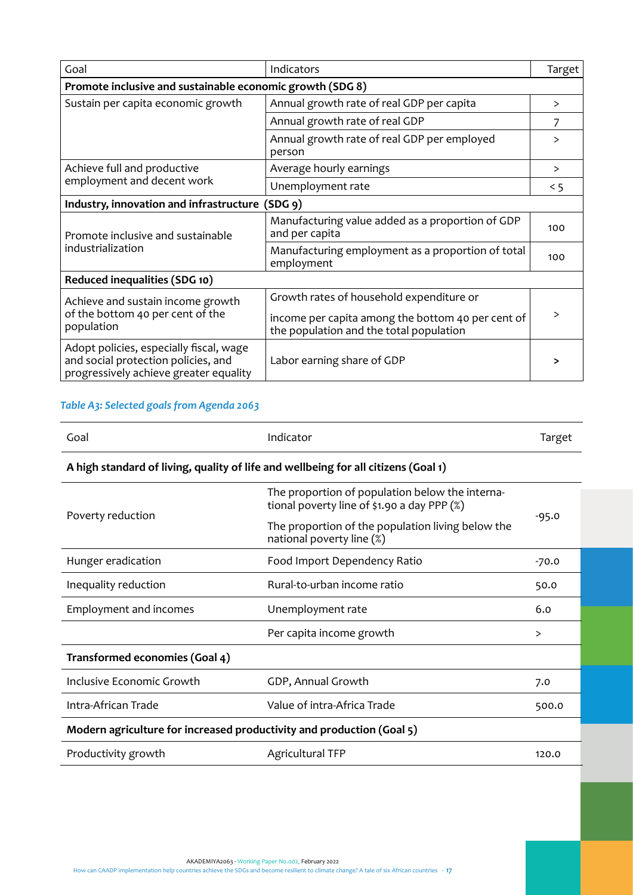| Goal | Indicators | Target |
|---|---|---|
| **Promote inclusive and sustainable economic growth (SDG 8)** | | |
| Sustain per capita economic growth | Annual growth rate of real GDP per capita | > |
| | Annual growth rate of real GDP | 7 |
| | Annual growth rate of real GDP per employed person | > |
| Achieve full and productive employment and decent work | Average hourly earnings | > |
| | Unemployment rate | < 5 |
| **Industry, innovation and infrastructure (SDG 9)** | | |
| Promote inclusive and sustainable industrialization | Manufacturing value added as a proportion of GDP and per capita | 100 |
| | Manufacturing employment as a proportion of total employment | 100 |
| **Reduced inequalities (SDG 10)** | | |
| Achieve and sustain income growth of the bottom 40 per cent of the population | Growth rates of household expenditure or income per capita among the bottom 40 per cent of the population and the total population | > |
| Adopt policies, especially fiscal, wage and social protection policies, and progressively achieve greater equality | Labor earning share of GDP | **>** |

*Table A3: Selected goals from Agenda 2063*

| Goal | Indicator | Target |
|---|---|---|
| **A high standard of living, quality of life and wellbeing for all citizens (Goal 1)** | | |
| Poverty reduction | The proportion of population below the international poverty line of $1.90 a day PPP (%)<br>The proportion of the population living below the national poverty line (%) | -95.0 |
| Hunger eradication | Food Import Dependency Ratio | -70.0 |
| Inequality reduction | Rural-to-urban income ratio | 50.0 |
| Employment and incomes | Unemployment rate | 6.0 |
| | Per capita income growth | > |
| **Transformed economies (Goal 4)** | | |
| Inclusive Economic Growth | GDP, Annual Growth | 7.0 |
| Intra-African Trade | Value of intra-Africa Trade | 500.0 |
| **Modern agriculture for increased productivity and production (Goal 5)** | | |
| Productivity growth | Agricultural TFP | 120.0 |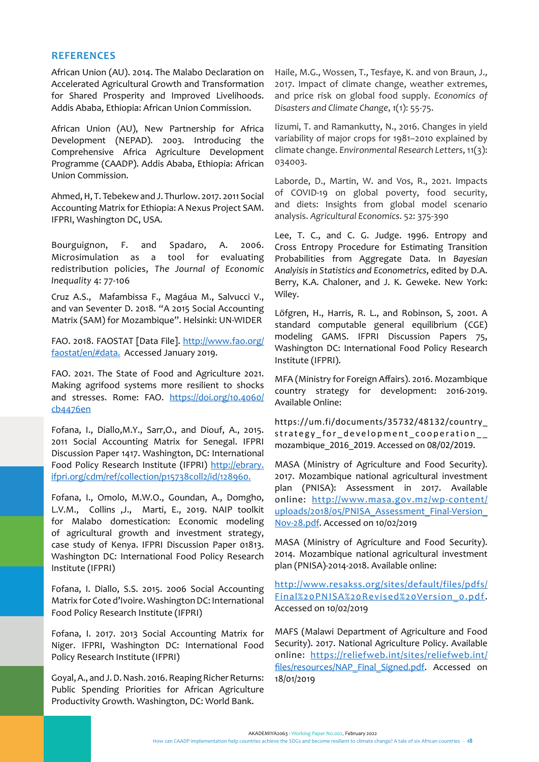## REFERENCES

African Union (AU). 2014. The Malabo Declaration on Accelerated Agricultural Growth and Transformation for Shared Prosperity and Improved Livelihoods. Addis Ababa, Ethiopia: African Union Commission.

African Union (AU), New Partnership for Africa Development (NEPAD). 2003. Introducing the Comprehensive Africa Agriculture Development Programme (CAADP). Addis Ababa, Ethiopia: African Union Commission.

Ahmed, H, T. Tebekew and J. Thurlow. 2017. 2011 Social Accounting Matrix for Ethiopia: A Nexus Project SAM. IFPRI, Washington DC, USA.

Bourguignon, F. and Spadaro, A. 2006. Microsimulation as a tool for evaluating redistribution policies, *The Journal of Economic Inequality* 4: 77-106

Cruz A.S., Mafambissa F., Magáua M., Salvucci V., and van Seventer D. 2018. "A 2015 Social Accounting Matrix (SAM) for Mozambique". Helsinki: UN-WIDER

FAO. 2018. FAOSTAT [Data File]. http://www.fao.org/faostat/en/#data. Accessed January 2019.

FAO. 2021. The State of Food and Agriculture 2021. Making agrifood systems more resilient to shocks and stresses. Rome: FAO. https://doi.org/10.4060/cb4476en

Fofana, I., Diallo,M.Y., Sarr,O., and Diouf, A., 2015. 2011 Social Accounting Matrix for Senegal. IFPRI Discussion Paper 1417. Washington, DC: International Food Policy Research Institute (IFPRI) http://ebrary.ifpri.org/cdm/ref/collection/p15738coll2/id/128960.

Fofana, I., Omolo, M.W.O., Goundan, A., Domgho, L.V.M., Collins ,J., Marti, E., 2019. NAIP toolkit for Malabo domestication: Economic modeling of agricultural growth and investment strategy, case study of Kenya. IFPRI Discussion Paper 01813. Washington DC: International Food Policy Research Institute (IFPRI)

Fofana, I. Diallo, S.S. 2015. 2006 Social Accounting Matrix for Cote d'Ivoire. Washington DC: International Food Policy Research Institute (IFPRI)

Fofana, I. 2017. 2013 Social Accounting Matrix for Niger. IFPRI, Washington DC: International Food Policy Research Institute (IFPRI)

Goyal, A., and J. D. Nash. 2016. Reaping Richer Returns: Public Spending Priorities for African Agriculture Productivity Growth. Washington, DC: World Bank.

Haile, M.G., Wossen, T., Tesfaye, K. and von Braun, J., 2017. Impact of climate change, weather extremes, and price risk on global food supply. *Economics of Disasters and Climate Change*, 1(1): 55-75.

Iizumi, T. and Ramankutty, N., 2016. Changes in yield variability of major crops for 1981–2010 explained by climate change. *Environmental Research Letters*, 11(3): 034003.

Laborde, D., Martin, W. and Vos, R., 2021. Impacts of COVID-19 on global poverty, food security, and diets: Insights from global model scenario analysis. *Agricultural Economics*. 52: 375-390

Lee, T. C., and C. G. Judge. 1996. Entropy and Cross Entropy Procedure for Estimating Transition Probabilities from Aggregate Data. In *Bayesian Analyisis in Statistics and Econometrics*, edited by D.A. Berry, K.A. Chaloner, and J. K. Geweke. New York: Wiley.

Löfgren, H., Harris, R. L., and Robinson, S, 2001. A standard computable general equilibrium (CGE) modeling GAMS. IFPRI Discussion Papers 75, Washington DC: International Food Policy Research Institute (IFPRI).

MFA (Ministry for Foreign Affairs). 2016. Mozambique country strategy for development: 2016-2019. Available Online:

https://um.fi/documents/35732/48132/country_strategy_for_development_cooperation__mozambique_2016_2019. Accessed on 08/02/2019.

MASA (Ministry of Agriculture and Food Security). 2017. Mozambique national agricultural investment plan (PNISA): Assessment in 2017. Available online: http://www.masa.gov.mz/wp-content/uploads/2018/05/PNISA_Assessment_Final-Version_Nov-28.pdf. Accessed on 10/02/2019

MASA (Ministry of Agriculture and Food Security). 2014. Mozambique national agricultural investment plan (PNISA)-2014-2018. Available online:

http://www.resakss.org/sites/default/files/pdfs/Final%20PNISA%20Revised%20Version_0.pdf. Accessed on 10/02/2019

MAFS (Malawi Department of Agriculture and Food Security). 2017. National Agriculture Policy. Available online: https://reliefweb.int/sites/reliefweb.int/files/resources/NAP_Final_Signed.pdf. Accessed on 18/01/2019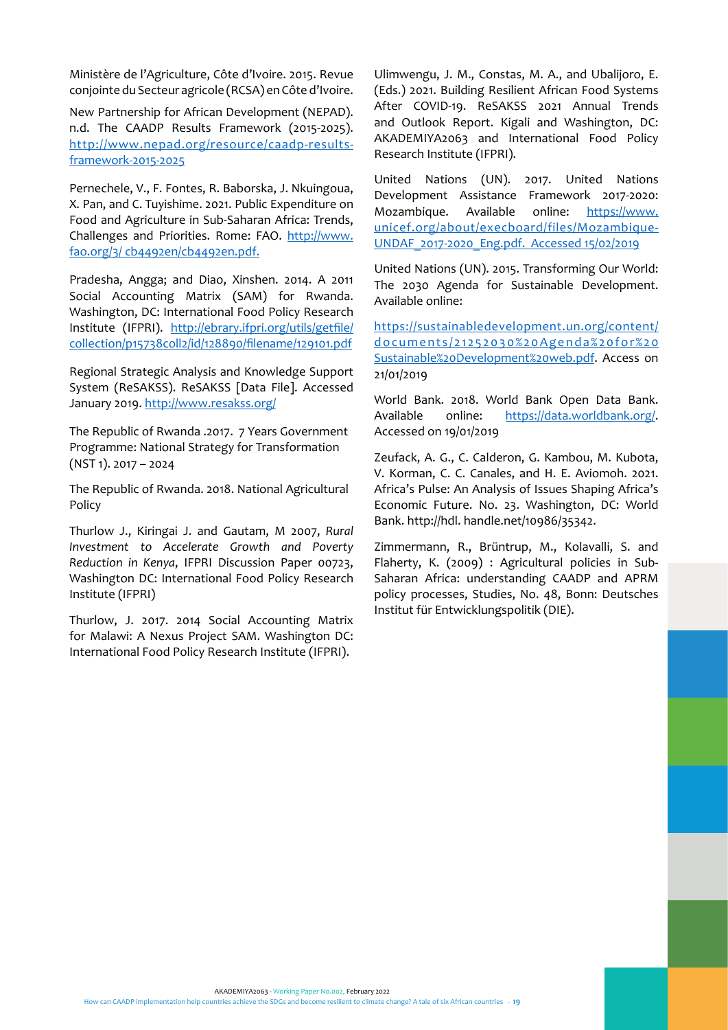Ministère de l'Agriculture, Côte d'Ivoire. 2015. Revue conjointe du Secteur agricole (RCSA) en Côte d'Ivoire.

New Partnership for African Development (NEPAD). n.d. The CAADP Results Framework (2015-2025). http://www.nepad.org/resource/caadp-results-framework-2015-2025

Pernechele, V., F. Fontes, R. Baborska, J. Nkuingoua, X. Pan, and C. Tuyishime. 2021. Public Expenditure on Food and Agriculture in Sub-Saharan Africa: Trends, Challenges and Priorities. Rome: FAO. http://www.fao.org/3/ cb4492en/cb4492en.pdf.

Pradesha, Angga; and Diao, Xinshen. 2014. A 2011 Social Accounting Matrix (SAM) for Rwanda. Washington, DC: International Food Policy Research Institute (IFPRI). http://ebrary.ifpri.org/utils/getfile/collection/p15738coll2/id/128890/filename/129101.pdf

Regional Strategic Analysis and Knowledge Support System (ReSAKSS). ReSAKSS [Data File]. Accessed January 2019. http://www.resakss.org/

The Republic of Rwanda .2017. 7 Years Government Programme: National Strategy for Transformation (NST 1). 2017 – 2024

The Republic of Rwanda. 2018. National Agricultural Policy

Thurlow J., Kiringai J. and Gautam, M 2007, *Rural Investment to Accelerate Growth and Poverty Reduction in Kenya*, IFPRI Discussion Paper 00723, Washington DC: International Food Policy Research Institute (IFPRI)

Thurlow, J. 2017. 2014 Social Accounting Matrix for Malawi: A Nexus Project SAM. Washington DC: International Food Policy Research Institute (IFPRI).

Ulimwengu, J. M., Constas, M. A., and Ubalijoro, E. (Eds.) 2021. Building Resilient African Food Systems After COVID-19. ReSAKSS 2021 Annual Trends and Outlook Report. Kigali and Washington, DC: AKADEMIYA2063 and International Food Policy Research Institute (IFPRI).

United Nations (UN). 2017. United Nations Development Assistance Framework 2017-2020: Mozambique. Available online: https://www.unicef.org/about/execboard/files/Mozambique-UNDAF_2017-2020_Eng.pdf. Accessed 15/02/2019

United Nations (UN). 2015. Transforming Our World: The 2030 Agenda for Sustainable Development. Available online:

https://sustainabledevelopment.un.org/content/documents/21252030%20Agenda%20for%20Sustainable%20Development%20web.pdf. Access on 21/01/2019

World Bank. 2018. World Bank Open Data Bank. Available online: https://data.worldbank.org/. Accessed on 19/01/2019

Zeufack, A. G., C. Calderon, G. Kambou, M. Kubota, V. Korman, C. C. Canales, and H. E. Aviomoh. 2021. Africa's Pulse: An Analysis of Issues Shaping Africa's Economic Future. No. 23. Washington, DC: World Bank. http://hdl. handle.net/10986/35342.

Zimmermann, R., Brüntrup, M., Kolavalli, S. and Flaherty, K. (2009) : Agricultural policies in Sub-Saharan Africa: understanding CAADP and APRM policy processes, Studies, No. 48, Bonn: Deutsches Institut für Entwicklungspolitik (DIE).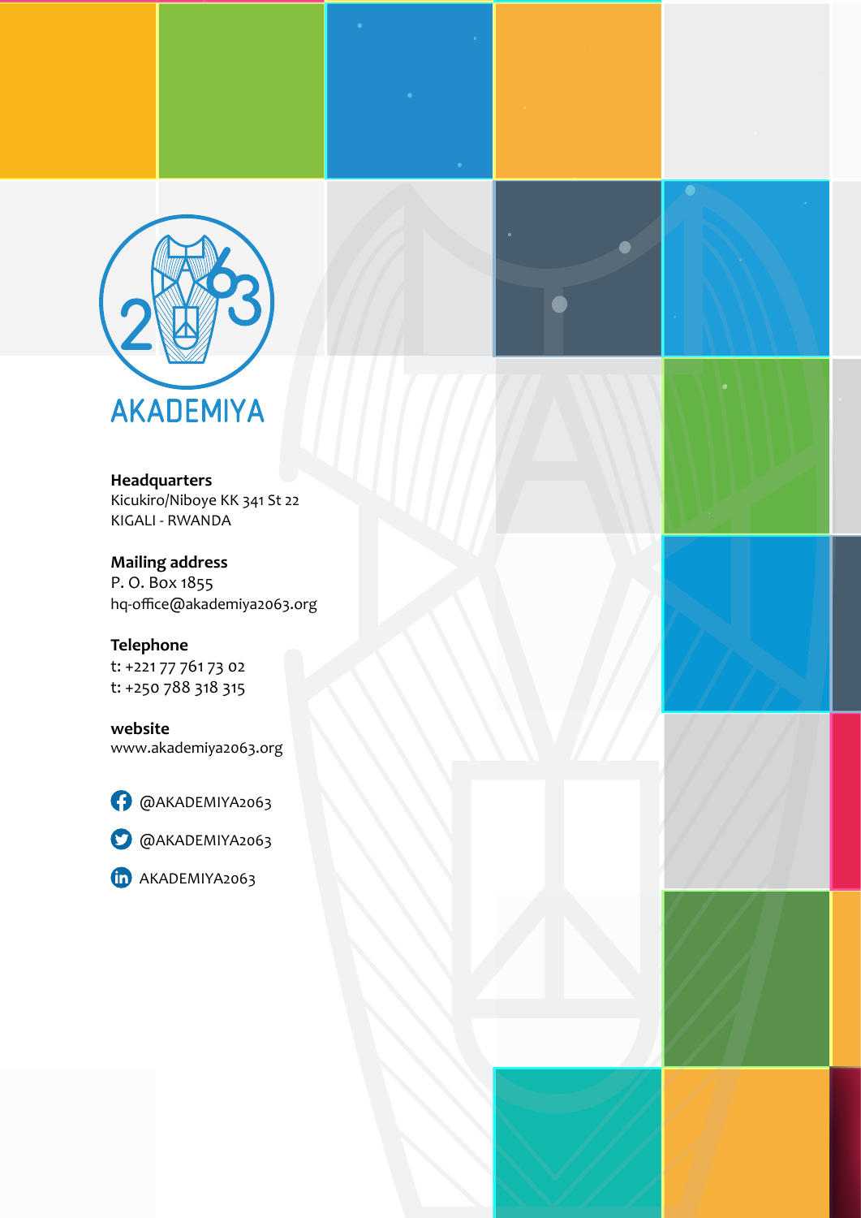AKADEMIYA

**Headquarters**
Kicukiro/Niboye KK 341 St 22
KIGALI - RWANDA

**Mailing address**
P. O. Box 1855
hq-office@akademiya2063.org

**Telephone**
t: +221 77 761 73 02
t: +250 788 318 315

**website**
www.akademiya2063.org

@AKADEMIYA2063

@AKADEMIYA2063

AKADEMIYA2063